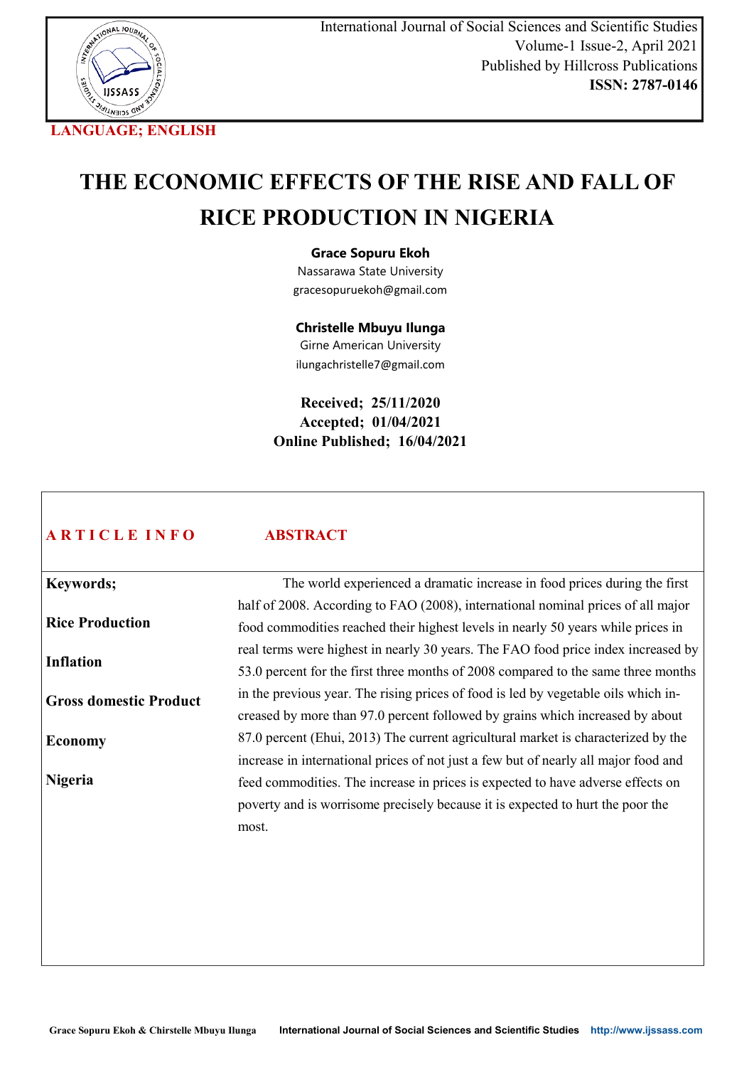LANGUAGE; ENGLISH

# THE ECONOMIC EFFECTS OF THE RISE AND FALL OF RICE PRODUCTION IN NIGERIA

**Grace Sopuru Ekoh**
Nassarawa State University
gracesopuruekoh@gmail.com

**Christelle Mbuyu Ilunga**
Girne American University
ilungachristelle7@gmail.com

**Received; 25/11/2020**
**Accepted; 01/04/2021**
**Online Published; 16/04/2021**

## ARTICLE INFO

**Keywords;**

**Rice Production**

**Inflation**

**Gross domestic Product**

**Economy**

**Nigeria**

## ABSTRACT

The world experienced a dramatic increase in food prices during the first half of 2008. According to FAO (2008), international nominal prices of all major food commodities reached their highest levels in nearly 50 years while prices in real terms were highest in nearly 30 years. The FAO food price index increased by 53.0 percent for the first three months of 2008 compared to the same three months in the previous year. The rising prices of food is led by vegetable oils which increased by more than 97.0 percent followed by grains which increased by about 87.0 percent (Ehui, 2013) The current agricultural market is characterized by the increase in international prices of not just a few but of nearly all major food and feed commodities. The increase in prices is expected to have adverse effects on poverty and is worrisome precisely because it is expected to hurt the poor the most.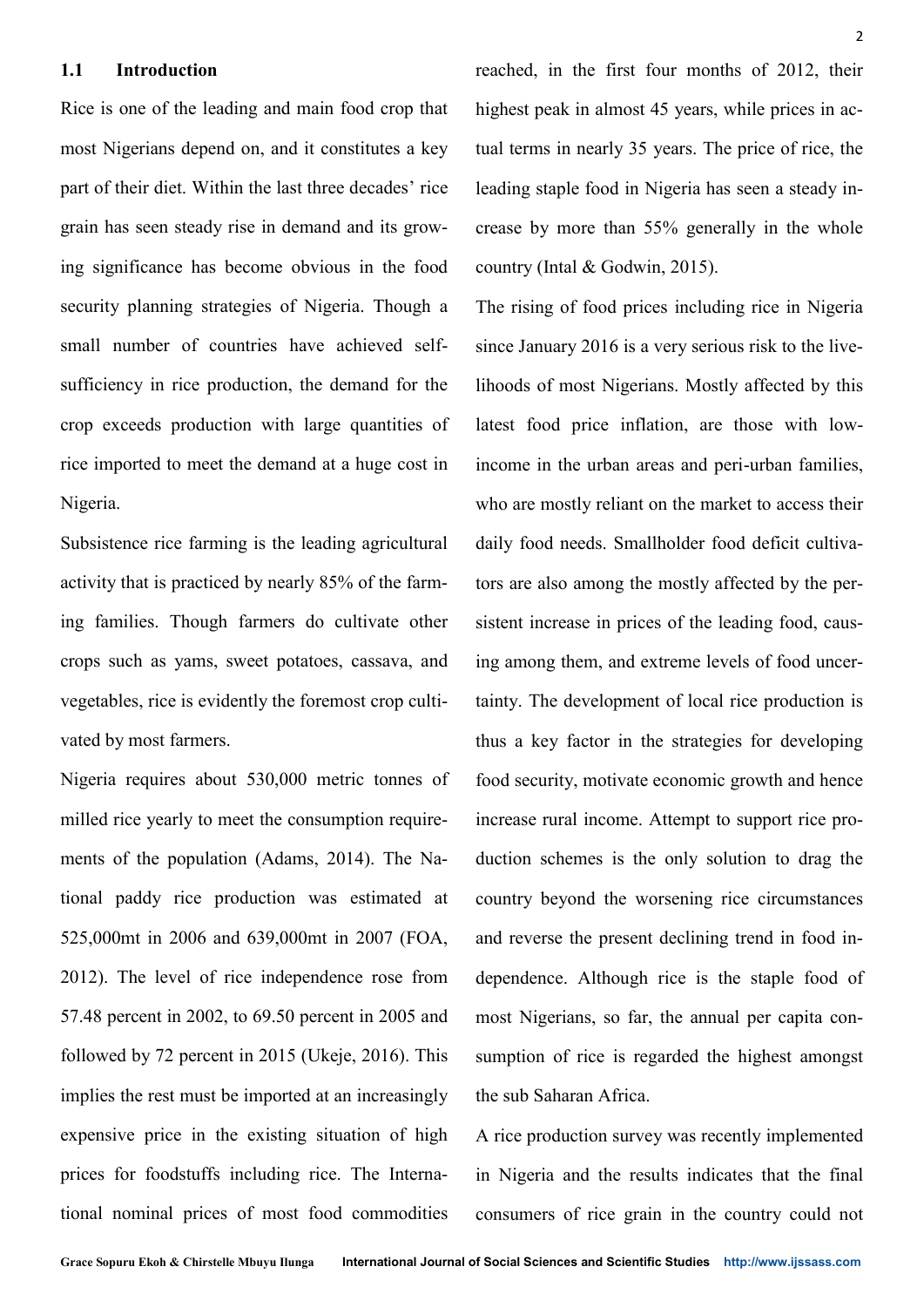## 1.1 Introduction

Rice is one of the leading and main food crop that most Nigerians depend on, and it constitutes a key part of their diet. Within the last three decades' rice grain has seen steady rise in demand and its growing significance has become obvious in the food security planning strategies of Nigeria. Though a small number of countries have achieved self-sufficiency in rice production, the demand for the crop exceeds production with large quantities of rice imported to meet the demand at a huge cost in Nigeria.

Subsistence rice farming is the leading agricultural activity that is practiced by nearly 85% of the farming families. Though farmers do cultivate other crops such as yams, sweet potatoes, cassava, and vegetables, rice is evidently the foremost crop cultivated by most farmers.

Nigeria requires about 530,000 metric tonnes of milled rice yearly to meet the consumption requirements of the population (Adams, 2014). The National paddy rice production was estimated at 525,000mt in 2006 and 639,000mt in 2007 (FOA, 2012). The level of rice independence rose from 57.48 percent in 2002, to 69.50 percent in 2005 and followed by 72 percent in 2015 (Ukeje, 2016). This implies the rest must be imported at an increasingly expensive price in the existing situation of high prices for foodstuffs including rice. The International nominal prices of most food commodities reached, in the first four months of 2012, their highest peak in almost 45 years, while prices in actual terms in nearly 35 years. The price of rice, the leading staple food in Nigeria has seen a steady increase by more than 55% generally in the whole country (Intal & Godwin, 2015).

The rising of food prices including rice in Nigeria since January 2016 is a very serious risk to the livelihoods of most Nigerians. Mostly affected by this latest food price inflation, are those with low-income in the urban areas and peri-urban families, who are mostly reliant on the market to access their daily food needs. Smallholder food deficit cultivators are also among the mostly affected by the persistent increase in prices of the leading food, causing among them, and extreme levels of food uncertainty. The development of local rice production is thus a key factor in the strategies for developing food security, motivate economic growth and hence increase rural income. Attempt to support rice production schemes is the only solution to drag the country beyond the worsening rice circumstances and reverse the present declining trend in food independence. Although rice is the staple food of most Nigerians, so far, the annual per capita consumption of rice is regarded the highest amongst the sub Saharan Africa.

A rice production survey was recently implemented in Nigeria and the results indicates that the final consumers of rice grain in the country could not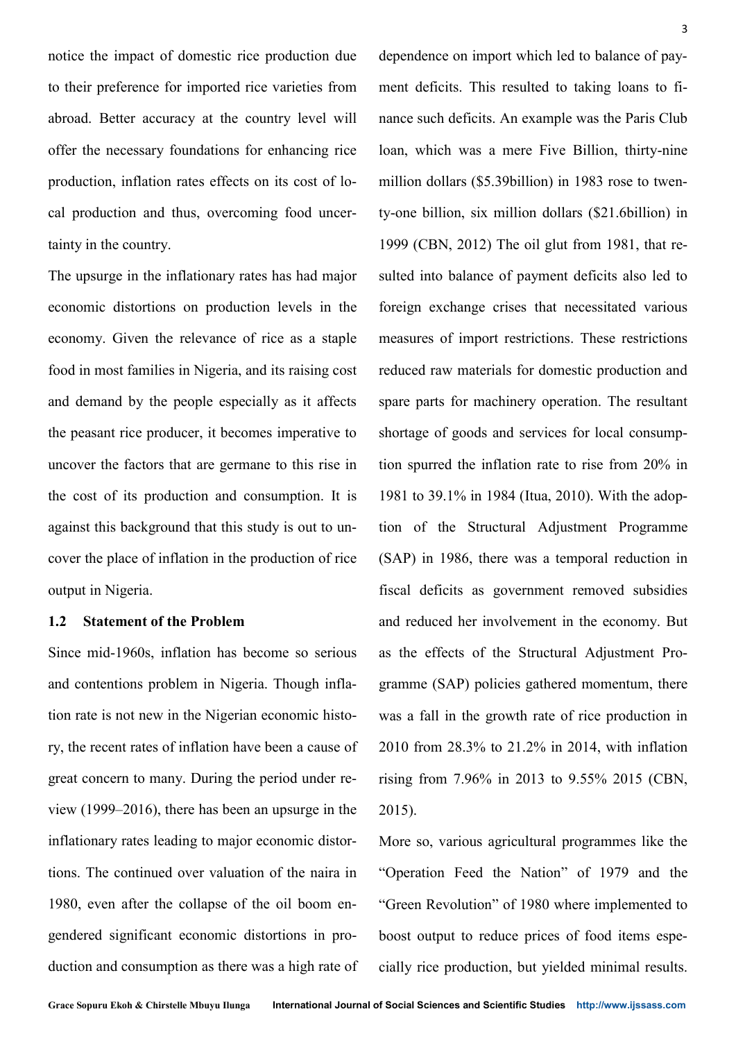notice the impact of domestic rice production due to their preference for imported rice varieties from abroad. Better accuracy at the country level will offer the necessary foundations for enhancing rice production, inflation rates effects on its cost of local production and thus, overcoming food uncertainty in the country.

The upsurge in the inflationary rates has had major economic distortions on production levels in the economy. Given the relevance of rice as a staple food in most families in Nigeria, and its raising cost and demand by the people especially as it affects the peasant rice producer, it becomes imperative to uncover the factors that are germane to this rise in the cost of its production and consumption. It is against this background that this study is out to uncover the place of inflation in the production of rice output in Nigeria.

### 1.2 Statement of the Problem

Since mid-1960s, inflation has become so serious and contentions problem in Nigeria. Though inflation rate is not new in the Nigerian economic history, the recent rates of inflation have been a cause of great concern to many. During the period under review (1999–2016), there has been an upsurge in the inflationary rates leading to major economic distortions. The continued over valuation of the naira in 1980, even after the collapse of the oil boom engendered significant economic distortions in production and consumption as there was a high rate of dependence on import which led to balance of payment deficits. This resulted to taking loans to finance such deficits. An example was the Paris Club loan, which was a mere Five Billion, thirty-nine million dollars ($5.39billion) in 1983 rose to twenty-one billion, six million dollars ($21.6billion) in 1999 (CBN, 2012) The oil glut from 1981, that resulted into balance of payment deficits also led to foreign exchange crises that necessitated various measures of import restrictions. These restrictions reduced raw materials for domestic production and spare parts for machinery operation. The resultant shortage of goods and services for local consumption spurred the inflation rate to rise from 20% in 1981 to 39.1% in 1984 (Itua, 2010). With the adoption of the Structural Adjustment Programme (SAP) in 1986, there was a temporal reduction in fiscal deficits as government removed subsidies and reduced her involvement in the economy. But as the effects of the Structural Adjustment Programme (SAP) policies gathered momentum, there was a fall in the growth rate of rice production in 2010 from 28.3% to 21.2% in 2014, with inflation rising from 7.96% in 2013 to 9.55% 2015 (CBN, 2015).

More so, various agricultural programmes like the "Operation Feed the Nation" of 1979 and the "Green Revolution" of 1980 where implemented to boost output to reduce prices of food items especially rice production, but yielded minimal results.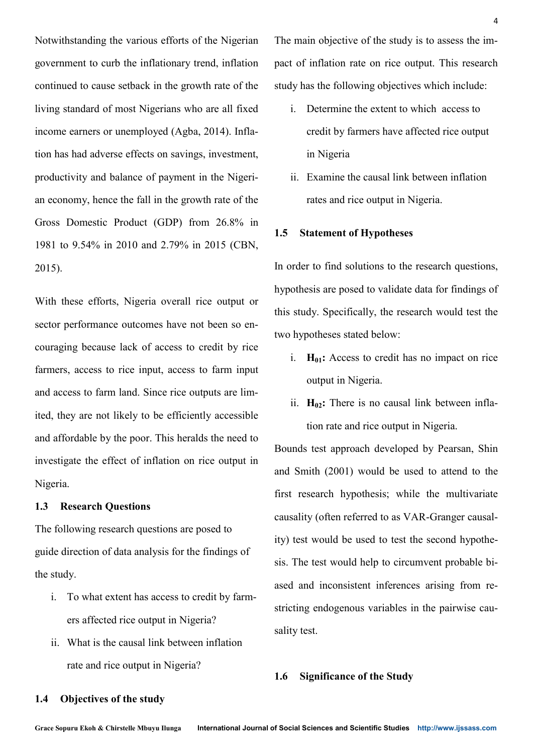Notwithstanding the various efforts of the Nigerian government to curb the inflationary trend, inflation continued to cause setback in the growth rate of the living standard of most Nigerians who are all fixed income earners or unemployed (Agba, 2014). Inflation has had adverse effects on savings, investment, productivity and balance of payment in the Nigerian economy, hence the fall in the growth rate of the Gross Domestic Product (GDP) from 26.8% in 1981 to 9.54% in 2010 and 2.79% in 2015 (CBN, 2015).

With these efforts, Nigeria overall rice output or sector performance outcomes have not been so encouraging because lack of access to credit by rice farmers, access to rice input, access to farm input and access to farm land. Since rice outputs are limited, they are not likely to be efficiently accessible and affordable by the poor. This heralds the need to investigate the effect of inflation on rice output in Nigeria.

### 1.3 Research Questions

The following research questions are posed to guide direction of data analysis for the findings of the study.

i. To what extent has access to credit by farmers affected rice output in Nigeria?
ii. What is the causal link between inflation rate and rice output in Nigeria?

### 1.4 Objectives of the study

The main objective of the study is to assess the impact of inflation rate on rice output. This research study has the following objectives which include:

i. Determine the extent to which access to credit by farmers have affected rice output in Nigeria
ii. Examine the causal link between inflation rates and rice output in Nigeria.

### 1.5 Statement of Hypotheses

In order to find solutions to the research questions, hypothesis are posed to validate data for findings of this study. Specifically, the research would test the two hypotheses stated below:

i. **$H_{01}$:** Access to credit has no impact on rice output in Nigeria.
ii. **$H_{02}$:** There is no causal link between inflation rate and rice output in Nigeria.

Bounds test approach developed by Pearsan, Shin and Smith (2001) would be used to attend to the first research hypothesis; while the multivariate causality (often referred to as VAR-Granger causality) test would be used to test the second hypothesis. The test would help to circumvent probable biased and inconsistent inferences arising from restricting endogenous variables in the pairwise causality test.

### 1.6 Significance of the Study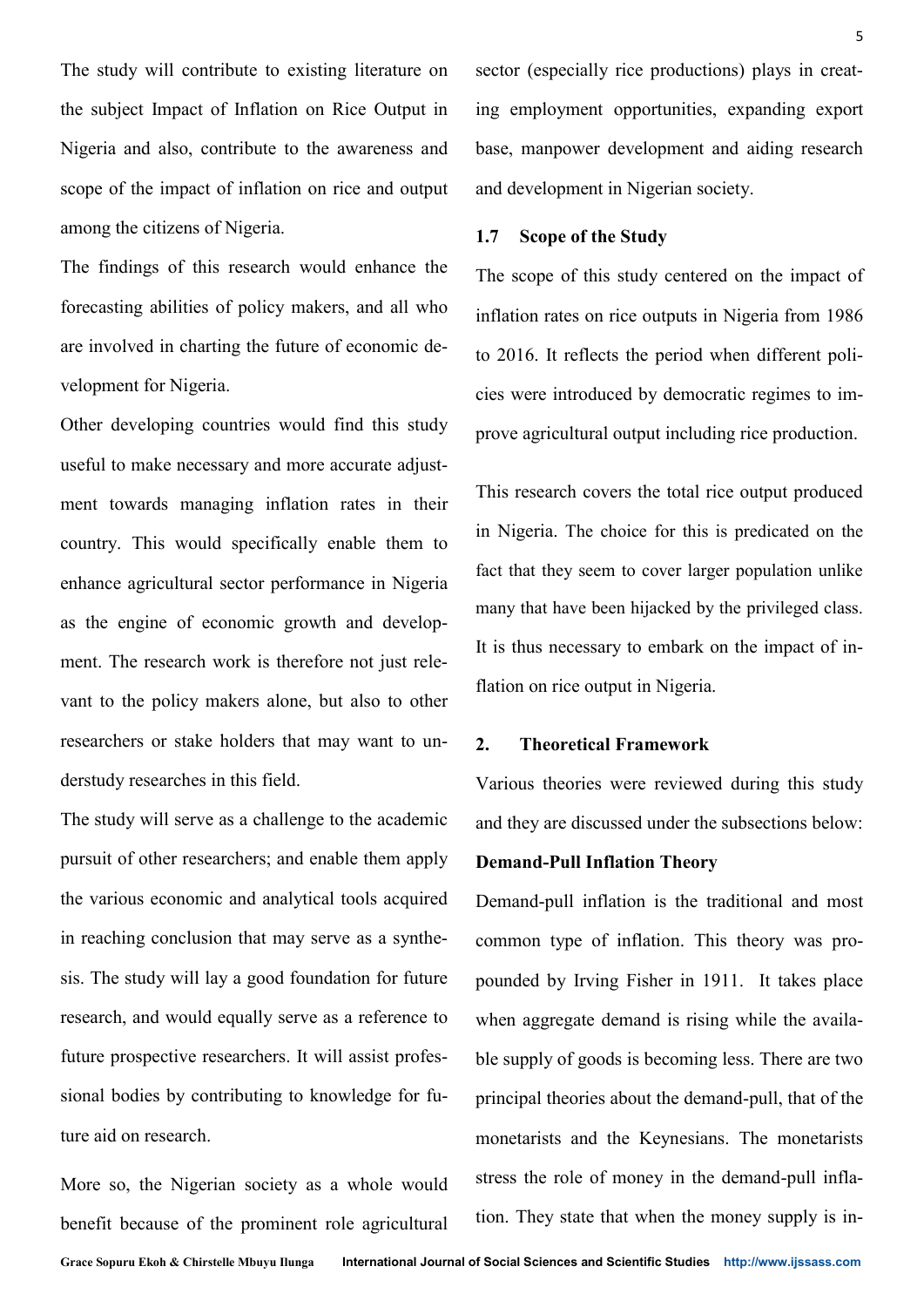The study will contribute to existing literature on the subject Impact of Inflation on Rice Output in Nigeria and also, contribute to the awareness and scope of the impact of inflation on rice and output among the citizens of Nigeria.

The findings of this research would enhance the forecasting abilities of policy makers, and all who are involved in charting the future of economic development for Nigeria.

Other developing countries would find this study useful to make necessary and more accurate adjustment towards managing inflation rates in their country. This would specifically enable them to enhance agricultural sector performance in Nigeria as the engine of economic growth and development. The research work is therefore not just relevant to the policy makers alone, but also to other researchers or stake holders that may want to understudy researches in this field.

The study will serve as a challenge to the academic pursuit of other researchers; and enable them apply the various economic and analytical tools acquired in reaching conclusion that may serve as a synthesis. The study will lay a good foundation for future research, and would equally serve as a reference to future prospective researchers. It will assist professional bodies by contributing to knowledge for future aid on research.

More so, the Nigerian society as a whole would benefit because of the prominent role agricultural sector (especially rice productions) plays in creating employment opportunities, expanding export base, manpower development and aiding research and development in Nigerian society.

### 1.7 Scope of the Study

The scope of this study centered on the impact of inflation rates on rice outputs in Nigeria from 1986 to 2016. It reflects the period when different policies were introduced by democratic regimes to improve agricultural output including rice production.

This research covers the total rice output produced in Nigeria. The choice for this is predicated on the fact that they seem to cover larger population unlike many that have been hijacked by the privileged class. It is thus necessary to embark on the impact of inflation on rice output in Nigeria.

## 2. Theoretical Framework

Various theories were reviewed during this study and they are discussed under the subsections below:

**Demand-Pull Inflation Theory**

Demand-pull inflation is the traditional and most common type of inflation. This theory was propounded by Irving Fisher in 1911. It takes place when aggregate demand is rising while the available supply of goods is becoming less. There are two principal theories about the demand-pull, that of the monetarists and the Keynesians. The monetarists stress the role of money in the demand-pull inflation. They state that when the money supply is in-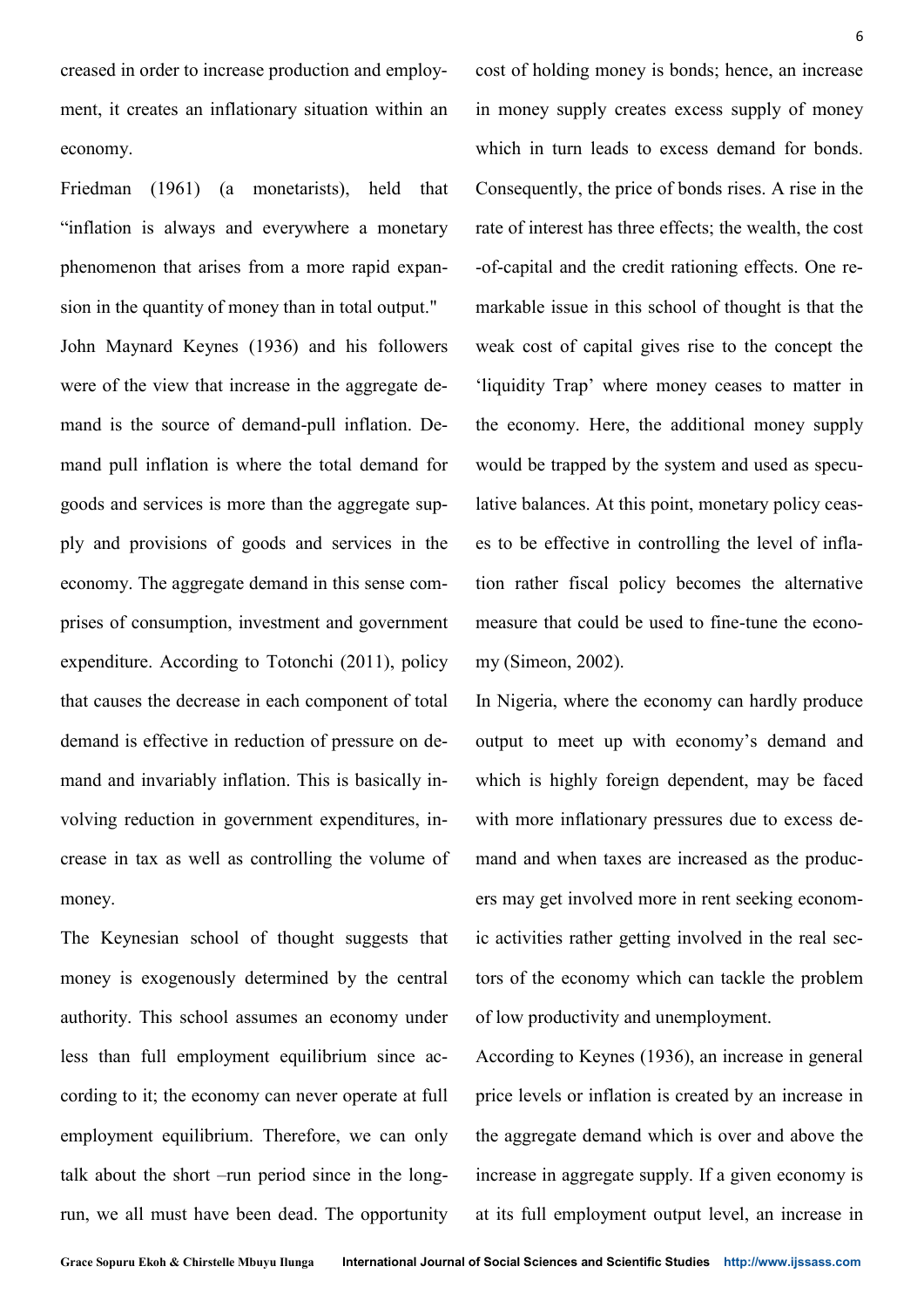creased in order to increase production and employment, it creates an inflationary situation within an economy.

Friedman (1961) (a monetarists), held that "inflation is always and everywhere a monetary phenomenon that arises from a more rapid expansion in the quantity of money than in total output."

John Maynard Keynes (1936) and his followers were of the view that increase in the aggregate demand is the source of demand-pull inflation. Demand pull inflation is where the total demand for goods and services is more than the aggregate supply and provisions of goods and services in the economy. The aggregate demand in this sense comprises of consumption, investment and government expenditure. According to Totonchi (2011), policy that causes the decrease in each component of total demand is effective in reduction of pressure on demand and invariably inflation. This is basically involving reduction in government expenditures, increase in tax as well as controlling the volume of money.

The Keynesian school of thought suggests that money is exogenously determined by the central authority. This school assumes an economy under less than full employment equilibrium since according to it; the economy can never operate at full employment equilibrium. Therefore, we can only talk about the short –run period since in the long-run, we all must have been dead. The opportunity cost of holding money is bonds; hence, an increase in money supply creates excess supply of money which in turn leads to excess demand for bonds. Consequently, the price of bonds rises. A rise in the rate of interest has three effects; the wealth, the cost -of-capital and the credit rationing effects. One remarkable issue in this school of thought is that the weak cost of capital gives rise to the concept the 'liquidity Trap' where money ceases to matter in the economy. Here, the additional money supply would be trapped by the system and used as speculative balances. At this point, monetary policy ceases to be effective in controlling the level of inflation rather fiscal policy becomes the alternative measure that could be used to fine-tune the economy (Simeon, 2002).

In Nigeria, where the economy can hardly produce output to meet up with economy's demand and which is highly foreign dependent, may be faced with more inflationary pressures due to excess demand and when taxes are increased as the producers may get involved more in rent seeking economic activities rather getting involved in the real sectors of the economy which can tackle the problem of low productivity and unemployment.

According to Keynes (1936), an increase in general price levels or inflation is created by an increase in the aggregate demand which is over and above the increase in aggregate supply. If a given economy is at its full employment output level, an increase in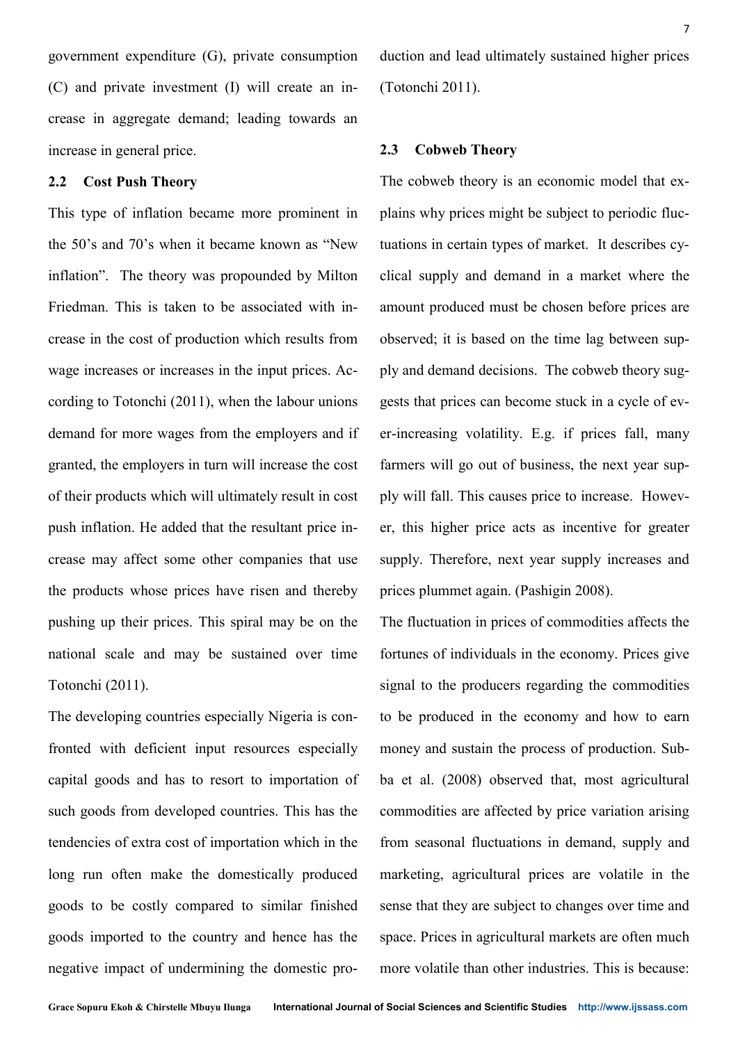government expenditure (G), private consumption (C) and private investment (I) will create an increase in aggregate demand; leading towards an increase in general price.

## 2.2 Cost Push Theory

This type of inflation became more prominent in the 50's and 70's when it became known as "New inflation". The theory was propounded by Milton Friedman. This is taken to be associated with increase in the cost of production which results from wage increases or increases in the input prices. According to Totonchi (2011), when the labour unions demand for more wages from the employers and if granted, the employers in turn will increase the cost of their products which will ultimately result in cost push inflation. He added that the resultant price increase may affect some other companies that use the products whose prices have risen and thereby pushing up their prices. This spiral may be on the national scale and may be sustained over time Totonchi (2011).

The developing countries especially Nigeria is confronted with deficient input resources especially capital goods and has to resort to importation of such goods from developed countries. This has the tendencies of extra cost of importation which in the long run often make the domestically produced goods to be costly compared to similar finished goods imported to the country and hence has the negative impact of undermining the domestic production and lead ultimately sustained higher prices (Totonchi 2011).

## 2.3 Cobweb Theory

The cobweb theory is an economic model that explains why prices might be subject to periodic fluctuations in certain types of market. It describes cyclical supply and demand in a market where the amount produced must be chosen before prices are observed; it is based on the time lag between supply and demand decisions. The cobweb theory suggests that prices can become stuck in a cycle of ever-increasing volatility. E.g. if prices fall, many farmers will go out of business, the next year supply will fall. This causes price to increase. However, this higher price acts as incentive for greater supply. Therefore, next year supply increases and prices plummet again. (Pashigin 2008).

The fluctuation in prices of commodities affects the fortunes of individuals in the economy. Prices give signal to the producers regarding the commodities to be produced in the economy and how to earn money and sustain the process of production. Subba et al. (2008) observed that, most agricultural commodities are affected by price variation arising from seasonal fluctuations in demand, supply and marketing, agricultural prices are volatile in the sense that they are subject to changes over time and space. Prices in agricultural markets are often much more volatile than other industries. This is because: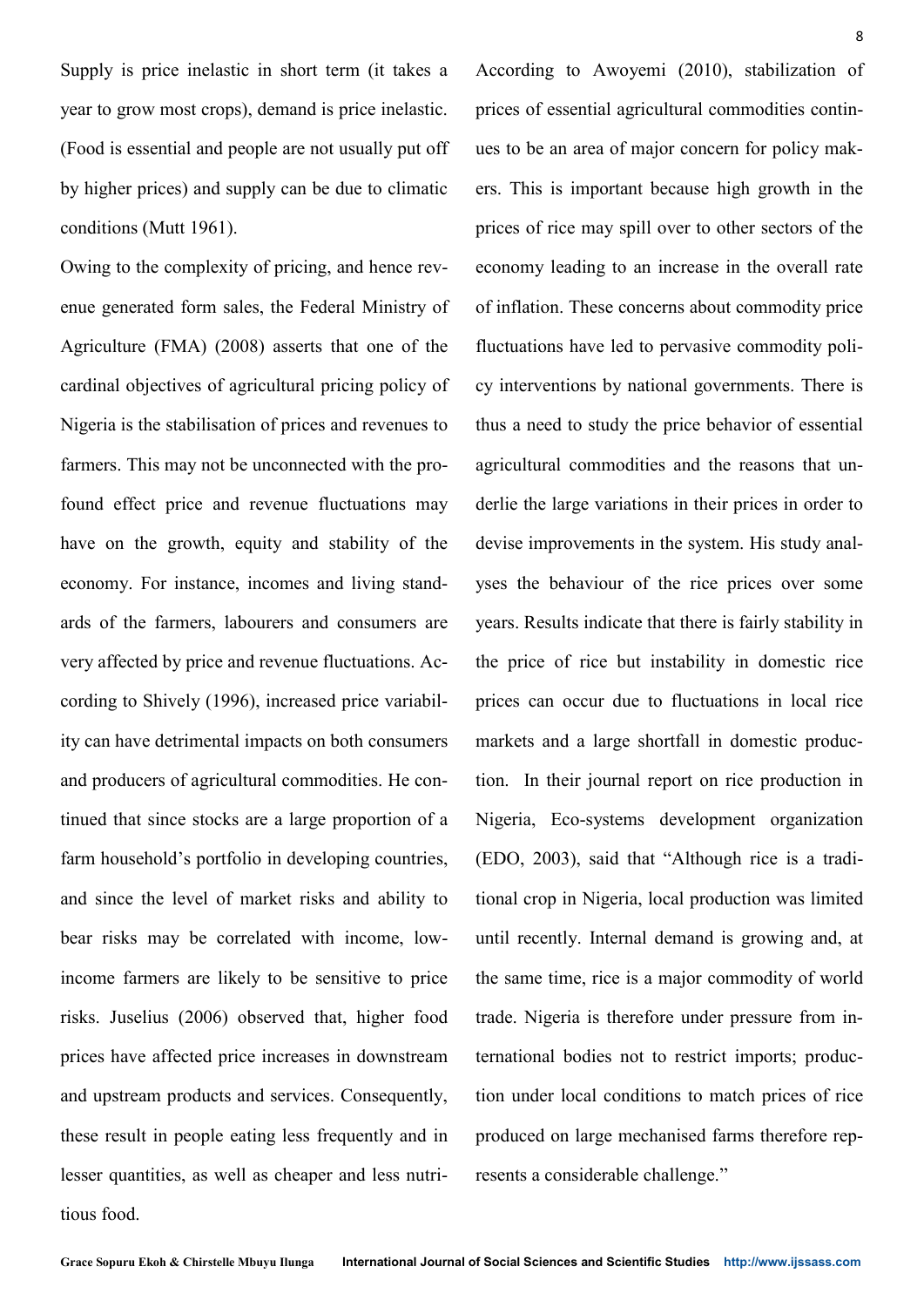Supply is price inelastic in short term (it takes a year to grow most crops), demand is price inelastic. (Food is essential and people are not usually put off by higher prices) and supply can be due to climatic conditions (Mutt 1961).

Owing to the complexity of pricing, and hence revenue generated form sales, the Federal Ministry of Agriculture (FMA) (2008) asserts that one of the cardinal objectives of agricultural pricing policy of Nigeria is the stabilisation of prices and revenues to farmers. This may not be unconnected with the profound effect price and revenue fluctuations may have on the growth, equity and stability of the economy. For instance, incomes and living standards of the farmers, labourers and consumers are very affected by price and revenue fluctuations. According to Shively (1996), increased price variability can have detrimental impacts on both consumers and producers of agricultural commodities. He continued that since stocks are a large proportion of a farm household's portfolio in developing countries, and since the level of market risks and ability to bear risks may be correlated with income, low-income farmers are likely to be sensitive to price risks. Juselius (2006) observed that, higher food prices have affected price increases in downstream and upstream products and services. Consequently, these result in people eating less frequently and in lesser quantities, as well as cheaper and less nutritious food.

According to Awoyemi (2010), stabilization of prices of essential agricultural commodities continues to be an area of major concern for policy makers. This is important because high growth in the prices of rice may spill over to other sectors of the economy leading to an increase in the overall rate of inflation. These concerns about commodity price fluctuations have led to pervasive commodity policy interventions by national governments. There is thus a need to study the price behavior of essential agricultural commodities and the reasons that underlie the large variations in their prices in order to devise improvements in the system. His study analyses the behaviour of the rice prices over some years. Results indicate that there is fairly stability in the price of rice but instability in domestic rice prices can occur due to fluctuations in local rice markets and a large shortfall in domestic production. In their journal report on rice production in Nigeria, Eco-systems development organization (EDO, 2003), said that "Although rice is a traditional crop in Nigeria, local production was limited until recently. Internal demand is growing and, at the same time, rice is a major commodity of world trade. Nigeria is therefore under pressure from international bodies not to restrict imports; production under local conditions to match prices of rice produced on large mechanised farms therefore represents a considerable challenge."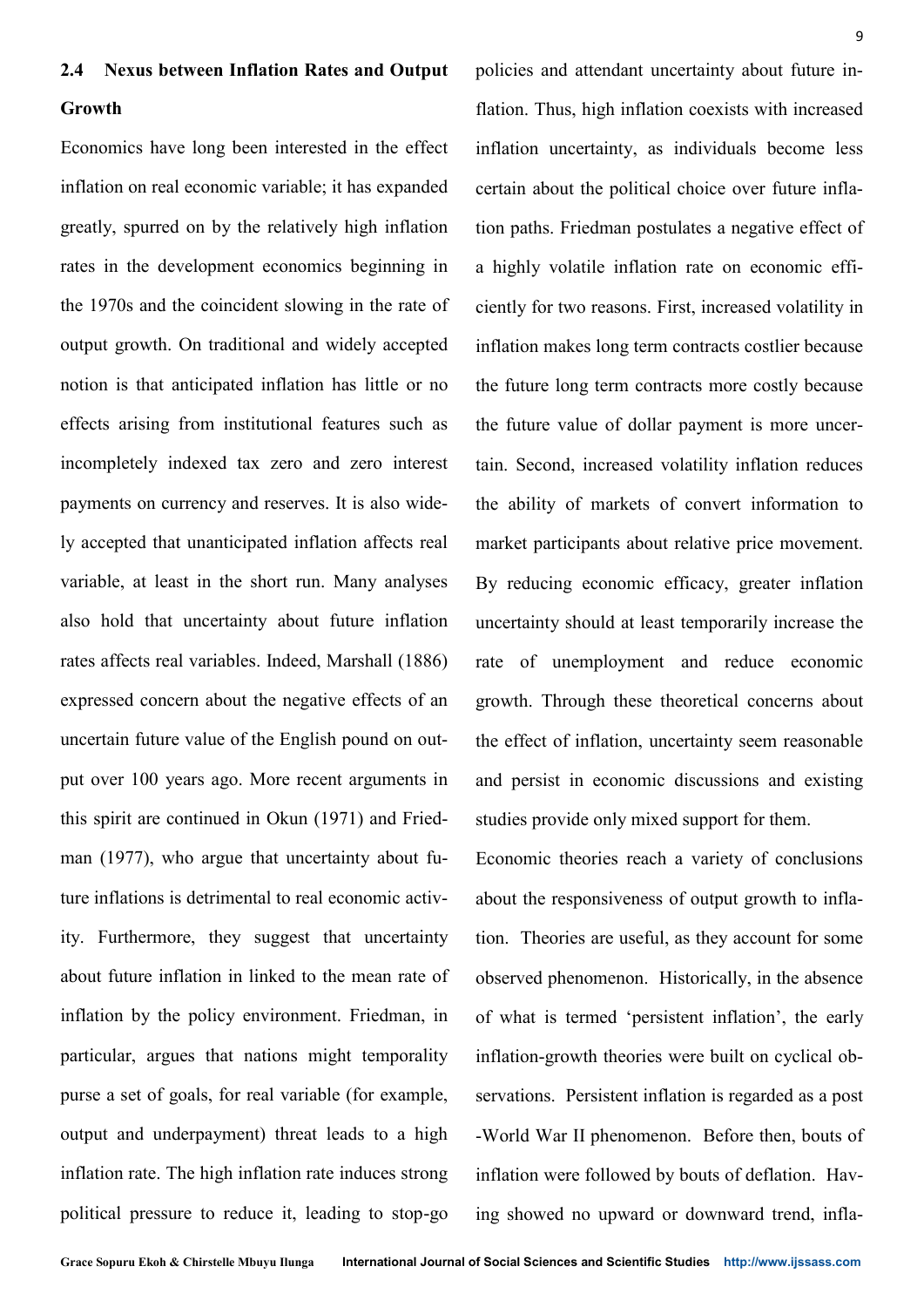## 2.4 Nexus between Inflation Rates and Output Growth

Economics have long been interested in the effect inflation on real economic variable; it has expanded greatly, spurred on by the relatively high inflation rates in the development economics beginning in the 1970s and the coincident slowing in the rate of output growth. On traditional and widely accepted notion is that anticipated inflation has little or no effects arising from institutional features such as incompletely indexed tax zero and zero interest payments on currency and reserves. It is also widely accepted that unanticipated inflation affects real variable, at least in the short run. Many analyses also hold that uncertainty about future inflation rates affects real variables. Indeed, Marshall (1886) expressed concern about the negative effects of an uncertain future value of the English pound on output over 100 years ago. More recent arguments in this spirit are continued in Okun (1971) and Friedman (1977), who argue that uncertainty about future inflations is detrimental to real economic activity. Furthermore, they suggest that uncertainty about future inflation in linked to the mean rate of inflation by the policy environment. Friedman, in particular, argues that nations might temporality purse a set of goals, for real variable (for example, output and underpayment) threat leads to a high inflation rate. The high inflation rate induces strong political pressure to reduce it, leading to stop-go policies and attendant uncertainty about future inflation. Thus, high inflation coexists with increased inflation uncertainty, as individuals become less certain about the political choice over future inflation paths. Friedman postulates a negative effect of a highly volatile inflation rate on economic efficiently for two reasons. First, increased volatility in inflation makes long term contracts costlier because the future long term contracts more costly because the future value of dollar payment is more uncertain. Second, increased volatility inflation reduces the ability of markets of convert information to market participants about relative price movement. By reducing economic efficacy, greater inflation uncertainty should at least temporarily increase the rate of unemployment and reduce economic growth. Through these theoretical concerns about the effect of inflation, uncertainty seem reasonable and persist in economic discussions and existing studies provide only mixed support for them.

Economic theories reach a variety of conclusions about the responsiveness of output growth to inflation. Theories are useful, as they account for some observed phenomenon. Historically, in the absence of what is termed 'persistent inflation', the early inflation-growth theories were built on cyclical observations. Persistent inflation is regarded as a post -World War II phenomenon. Before then, bouts of inflation were followed by bouts of deflation. Having showed no upward or downward trend, infla-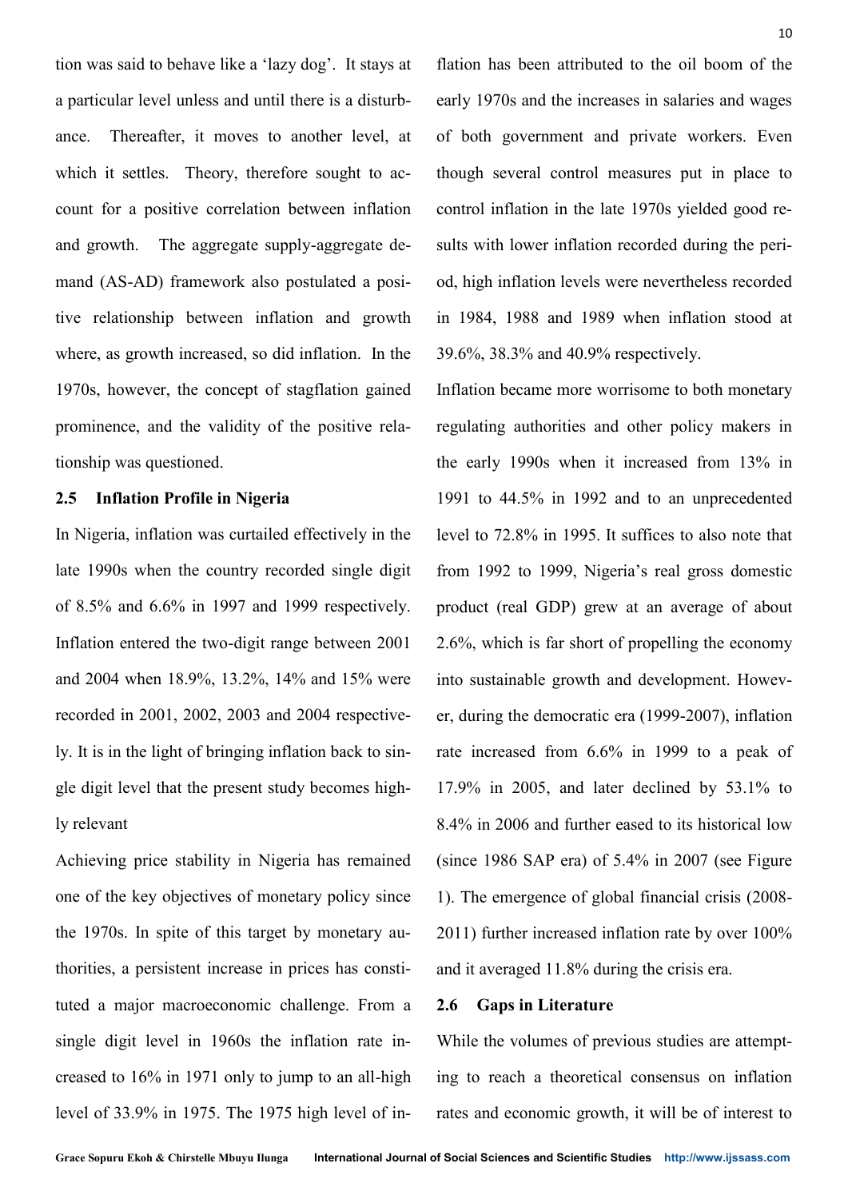tion was said to behave like a 'lazy dog'. It stays at a particular level unless and until there is a disturbance. Thereafter, it moves to another level, at which it settles. Theory, therefore sought to account for a positive correlation between inflation and growth. The aggregate supply-aggregate demand (AS-AD) framework also postulated a positive relationship between inflation and growth where, as growth increased, so did inflation. In the 1970s, however, the concept of stagflation gained prominence, and the validity of the positive relationship was questioned.

## 2.5 Inflation Profile in Nigeria

In Nigeria, inflation was curtailed effectively in the late 1990s when the country recorded single digit of 8.5% and 6.6% in 1997 and 1999 respectively. Inflation entered the two-digit range between 2001 and 2004 when 18.9%, 13.2%, 14% and 15% were recorded in 2001, 2002, 2003 and 2004 respectively. It is in the light of bringing inflation back to single digit level that the present study becomes highly relevant

Achieving price stability in Nigeria has remained one of the key objectives of monetary policy since the 1970s. In spite of this target by monetary authorities, a persistent increase in prices has constituted a major macroeconomic challenge. From a single digit level in 1960s the inflation rate increased to 16% in 1971 only to jump to an all-high level of 33.9% in 1975. The 1975 high level of inflation has been attributed to the oil boom of the early 1970s and the increases in salaries and wages of both government and private workers. Even though several control measures put in place to control inflation in the late 1970s yielded good results with lower inflation recorded during the period, high inflation levels were nevertheless recorded in 1984, 1988 and 1989 when inflation stood at 39.6%, 38.3% and 40.9% respectively.

Inflation became more worrisome to both monetary regulating authorities and other policy makers in the early 1990s when it increased from 13% in 1991 to 44.5% in 1992 and to an unprecedented level to 72.8% in 1995. It suffices to also note that from 1992 to 1999, Nigeria's real gross domestic product (real GDP) grew at an average of about 2.6%, which is far short of propelling the economy into sustainable growth and development. However, during the democratic era (1999-2007), inflation rate increased from 6.6% in 1999 to a peak of 17.9% in 2005, and later declined by 53.1% to 8.4% in 2006 and further eased to its historical low (since 1986 SAP era) of 5.4% in 2007 (see Figure 1). The emergence of global financial crisis (2008-2011) further increased inflation rate by over 100% and it averaged 11.8% during the crisis era.

## 2.6 Gaps in Literature

While the volumes of previous studies are attempting to reach a theoretical consensus on inflation rates and economic growth, it will be of interest to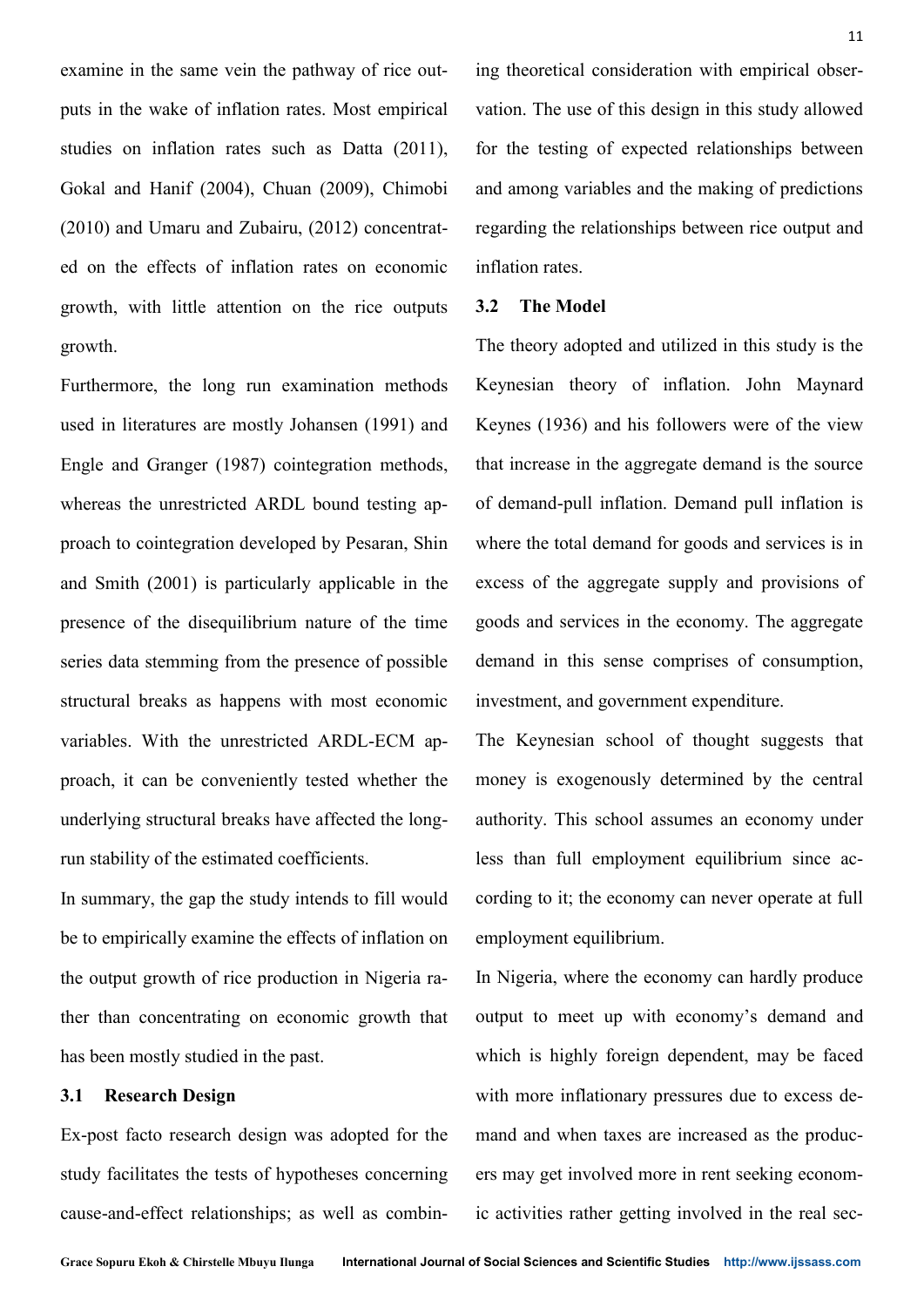examine in the same vein the pathway of rice outputs in the wake of inflation rates. Most empirical studies on inflation rates such as Datta (2011), Gokal and Hanif (2004), Chuan (2009), Chimobi (2010) and Umaru and Zubairu, (2012) concentrated on the effects of inflation rates on economic growth, with little attention on the rice outputs growth.

Furthermore, the long run examination methods used in literatures are mostly Johansen (1991) and Engle and Granger (1987) cointegration methods, whereas the unrestricted ARDL bound testing approach to cointegration developed by Pesaran, Shin and Smith (2001) is particularly applicable in the presence of the disequilibrium nature of the time series data stemming from the presence of possible structural breaks as happens with most economic variables. With the unrestricted ARDL-ECM approach, it can be conveniently tested whether the underlying structural breaks have affected the long-run stability of the estimated coefficients.

In summary, the gap the study intends to fill would be to empirically examine the effects of inflation on the output growth of rice production in Nigeria rather than concentrating on economic growth that has been mostly studied in the past.

### 3.1 Research Design

Ex-post facto research design was adopted for the study facilitates the tests of hypotheses concerning cause-and-effect relationships; as well as combining theoretical consideration with empirical observation. The use of this design in this study allowed for the testing of expected relationships between and among variables and the making of predictions regarding the relationships between rice output and inflation rates.

### 3.2 The Model

The theory adopted and utilized in this study is the Keynesian theory of inflation. John Maynard Keynes (1936) and his followers were of the view that increase in the aggregate demand is the source of demand-pull inflation. Demand pull inflation is where the total demand for goods and services is in excess of the aggregate supply and provisions of goods and services in the economy. The aggregate demand in this sense comprises of consumption, investment, and government expenditure.

The Keynesian school of thought suggests that money is exogenously determined by the central authority. This school assumes an economy under less than full employment equilibrium since according to it; the economy can never operate at full employment equilibrium.

In Nigeria, where the economy can hardly produce output to meet up with economy's demand and which is highly foreign dependent, may be faced with more inflationary pressures due to excess demand and when taxes are increased as the producers may get involved more in rent seeking economic activities rather getting involved in the real sec-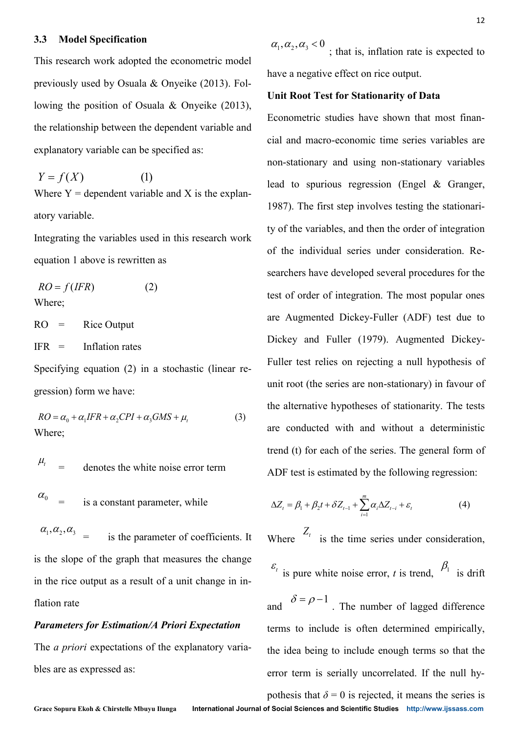### 3.3 Model Specification

This research work adopted the econometric model previously used by Osuala & Onyeike (2013). Following the position of Osuala & Onyeike (2013), the relationship between the dependent variable and explanatory variable can be specified as:

$$Y = f(X) \qquad (1)$$

Where Y = dependent variable and X is the explanatory variable.

Integrating the variables used in this research work equation 1 above is rewritten as

$$RO = f(IFR) \qquad (2)$$

Where;

RO = Rice Output

IFR = Inflation rates

Specifying equation (2) in a stochastic (linear regression) form we have:

$$RO = \alpha_0 + \alpha_1 IFR + \alpha_2 CPI + \alpha_3 GMS + \mu_t \qquad (3)$$

Where;

$\mu_t$ = denotes the white noise error term

$\alpha_0$ = is a constant parameter, while

$\alpha_1, \alpha_2, \alpha_3$ = is the parameter of coefficients. It is the slope of the graph that measures the change in the rice output as a result of a unit change in inflation rate

***Parameters for Estimation/A Priori Expectation***

The *a priori* expectations of the explanatory variables are as expressed as:

$\alpha_1, \alpha_2, \alpha_3 < 0$ ; that is, inflation rate is expected to have a negative effect on rice output.

**Unit Root Test for Stationarity of Data**

Econometric studies have shown that most financial and macro-economic time series variables are non-stationary and using non-stationary variables lead to spurious regression (Engel & Granger, 1987). The first step involves testing the stationarity of the variables, and then the order of integration of the individual series under consideration. Researchers have developed several procedures for the test of order of integration. The most popular ones are Augmented Dickey-Fuller (ADF) test due to Dickey and Fuller (1979). Augmented Dickey-Fuller test relies on rejecting a null hypothesis of unit root (the series are non-stationary) in favour of the alternative hypotheses of stationarity. The tests are conducted with and without a deterministic trend (t) for each of the series. The general form of ADF test is estimated by the following regression:

$$\Delta Z_t = \beta_1 + \beta_2 t + \delta Z_{t-1} + \sum_{i=1}^{m} \alpha_i \Delta Z_{t-i} + \varepsilon_t \qquad (4)$$

Where $Z_t$ is the time series under consideration, $\varepsilon_t$ is pure white noise error, *t* is trend, $\beta_1$ is drift and $\delta = \rho - 1$. The number of lagged difference terms to include is often determined empirically, the idea being to include enough terms so that the error term is serially uncorrelated. If the null hypothesis that $\delta = 0$ is rejected, it means the series is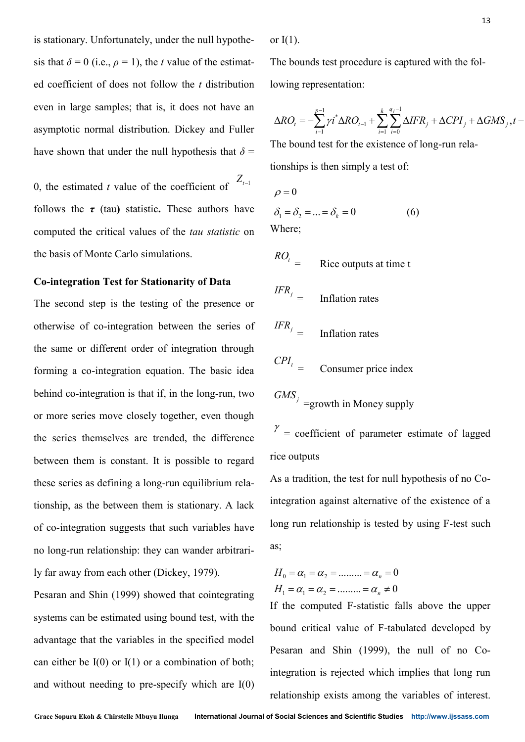is stationary. Unfortunately, under the null hypothesis that $\delta = 0$ (i.e., $\rho = 1$), the $t$ value of the estimated coefficient of does not follow the $t$ distribution even in large samples; that is, it does not have an asymptotic normal distribution. Dickey and Fuller have shown that under the null hypothesis that $\delta = 0$, the estimated $t$ value of the coefficient of $Z_{t-1}$ follows the $\boldsymbol{\tau}$ (tau) statistic. These authors have computed the critical values of the *tau statistic* on the basis of Monte Carlo simulations.

**Co-integration Test for Stationarity of Data**

The second step is the testing of the presence or otherwise of co-integration between the series of the same or different order of integration through forming a co-integration equation. The basic idea behind co-integration is that if, in the long-run, two or more series move closely together, even though the series themselves are trended, the difference between them is constant. It is possible to regard these series as defining a long-run equilibrium relationship, as the between them is stationary. A lack of co-integration suggests that such variables have no long-run relationship: they can wander arbitrarily far away from each other (Dickey, 1979).

Pesaran and Shin (1999) showed that cointegrating systems can be estimated using bound test, with the advantage that the variables in the specified model can either be I(0) or I(1) or a combination of both; and without needing to pre-specify which are I(0) or I(1).

The bounds test procedure is captured with the following representation:

$$\Delta RO_t = -\sum_{i=1}^{p-1} \gamma i^* \Delta RO_{t-1} + \sum_{i=1}^{k} \sum_{i=0}^{q_j-1} \Delta IFR_j + \Delta CPI_j + \Delta GMS_j, t -$$

The bound test for the existence of long-run relationships is then simply a test of:

$$\rho = 0$$
$$\delta_1 = \delta_2 = ... = \delta_k = 0 \qquad (6)$$

Where;

$RO_t$ = Rice outputs at time t

$IFR_j$ = Inflation rates

$IFR_j$ = Inflation rates

$CPI_t$ = Consumer price index

$GMS_j$ =growth in Money supply

$\gamma$ = coefficient of parameter estimate of lagged rice outputs

As a tradition, the test for null hypothesis of no Co-integration against alternative of the existence of a long run relationship is tested by using F-test such as;

$$H_0 = \alpha_1 = \alpha_2 = ......... = \alpha_n = 0$$
$$H_1 = \alpha_1 = \alpha_2 = ......... = \alpha_n \neq 0$$

If the computed F-statistic falls above the upper bound critical value of F-tabulated developed by Pesaran and Shin (1999), the null of no Co-integration is rejected which implies that long run relationship exists among the variables of interest.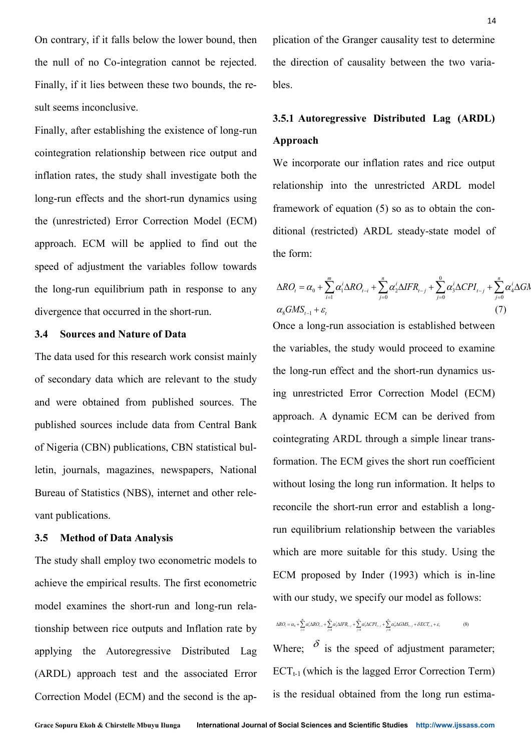On contrary, if it falls below the lower bound, then the null of no Co-integration cannot be rejected. Finally, if it lies between these two bounds, the result seems inconclusive.

Finally, after establishing the existence of long-run cointegration relationship between rice output and inflation rates, the study shall investigate both the long-run effects and the short-run dynamics using the (unrestricted) Error Correction Model (ECM) approach. ECM will be applied to find out the speed of adjustment the variables follow towards the long-run equilibrium path in response to any divergence that occurred in the short-run.

## 3.4 Sources and Nature of Data

The data used for this research work consist mainly of secondary data which are relevant to the study and were obtained from published sources. The published sources include data from Central Bank of Nigeria (CBN) publications, CBN statistical bulletin, journals, magazines, newspapers, National Bureau of Statistics (NBS), internet and other relevant publications.

## 3.5 Method of Data Analysis

The study shall employ two econometric models to achieve the empirical results. The first econometric model examines the short-run and long-run relationship between rice outputs and Inflation rate by applying the Autoregressive Distributed Lag (ARDL) approach test and the associated Error Correction Model (ECM) and the second is the application of the Granger causality test to determine the direction of causality between the two variables.

### 3.5.1 Autoregressive Distributed Lag (ARDL) Approach

We incorporate our inflation rates and rice output relationship into the unrestricted ARDL model framework of equation (5) so as to obtain the conditional (restricted) ARDL steady-state model of the form:

$$\Delta RO_t = \alpha_0 + \sum_{i=1}^{m} \alpha_1^i \Delta RO_{t-i} + \sum_{j=0}^{n} \alpha_2^i \Delta IFR_{t-j} + \sum_{j=0}^{0} \alpha_3^i \Delta CPI_{t-j} + \sum_{j=0}^{n} \alpha_4^i \Delta GM \ldots$$
$$\alpha_8 GMS_{t-1} + \varepsilon_t \qquad (7)$$

Once a long-run association is established between the variables, the study would proceed to examine the long-run effect and the short-run dynamics using unrestricted Error Correction Model (ECM) approach. A dynamic ECM can be derived from cointegrating ARDL through a simple linear transformation. The ECM gives the short run coefficient without losing the long run information. It helps to reconcile the short-run error and establish a long-run equilibrium relationship between the variables which are more suitable for this study. Using the ECM proposed by Inder (1993) which is in-line with our study, we specify our model as follows:

$$\Delta RO_t = \alpha_0 + \sum_{i=1}^{m} \alpha_1^i \Delta RO_{t-i} + \sum_{j=0}^{n} \alpha_2^i \Delta IFR_{t-j} + \sum_{j=0}^{n} \alpha_3^i \Delta CPI_{t-j} + \sum_{j=0}^{n} \alpha_4^i \Delta GMS_{t-j} + \delta ECT_{t-1} + \varepsilon_t \qquad (8)$$

Where; $\delta$ is the speed of adjustment parameter; $ECT_{t-1}$ (which is the lagged Error Correction Term) is the residual obtained from the long run estima-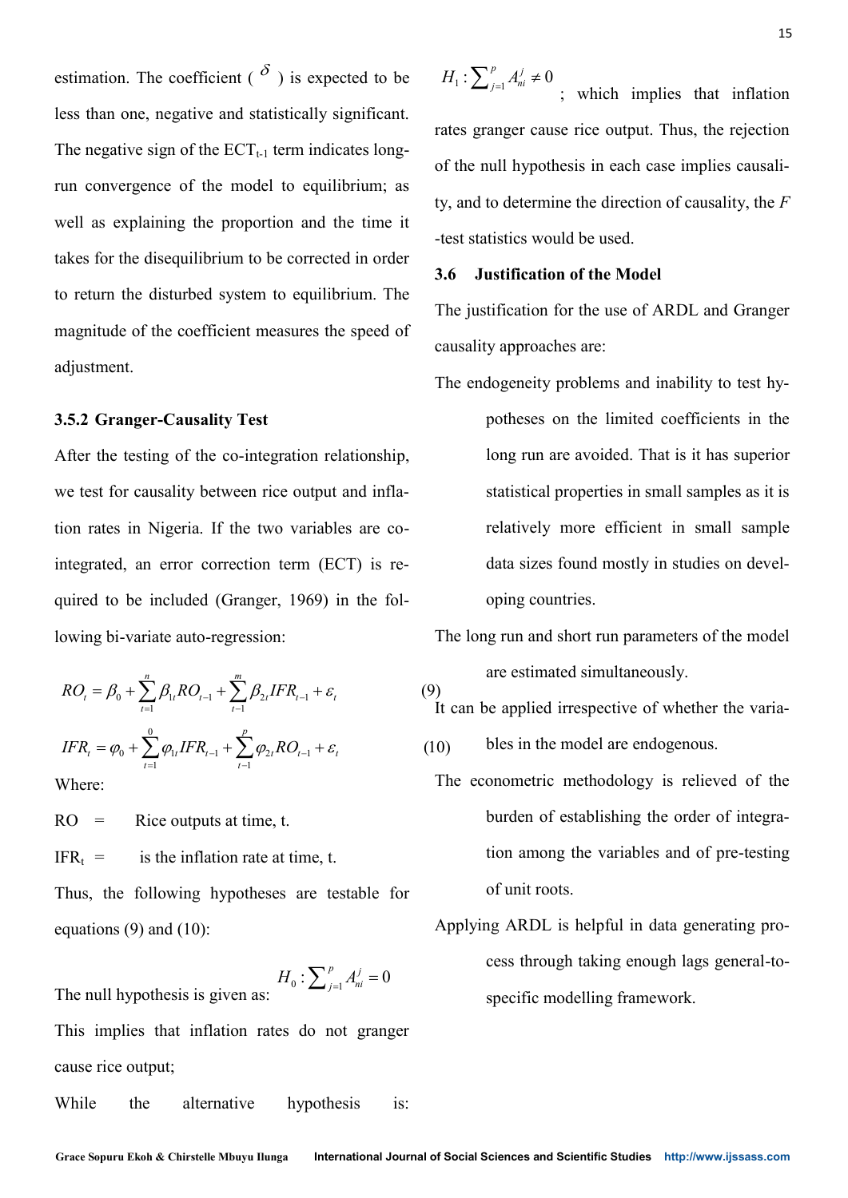estimation. The coefficient ( $\delta$ ) is expected to be less than one, negative and statistically significant. The negative sign of the $ECT_{t-1}$ term indicates long-run convergence of the model to equilibrium; as well as explaining the proportion and the time it takes for the disequilibrium to be corrected in order to return the disturbed system to equilibrium. The magnitude of the coefficient measures the speed of adjustment.

### 3.5.2 Granger-Causality Test

After the testing of the co-integration relationship, we test for causality between rice output and inflation rates in Nigeria. If the two variables are co-integrated, an error correction term (ECT) is required to be included (Granger, 1969) in the following bi-variate auto-regression:

$$RO_t = \beta_0 + \sum_{t=1}^{n} \beta_{1t} RO_{t-1} + \sum_{t-1}^{m} \beta_{2t} IFR_{t-1} + \varepsilon_t \quad (9)$$

$$IFR_t = \varphi_0 + \sum_{t=1}^{0} \varphi_{1t} IFR_{t-1} + \sum_{t-1}^{p} \varphi_{2t} RO_{t-1} + \varepsilon_t \quad (10)$$

Where:

RO = Rice outputs at time, t.

$IFR_t$ = is the inflation rate at time, t.

Thus, the following hypotheses are testable for equations (9) and (10):

The null hypothesis is given as: $H_0 : \sum_{j=1}^{p} A_{ni}^{j} = 0$

This implies that inflation rates do not granger cause rice output;

While the alternative hypothesis is: $H_1 : \sum_{j=1}^{p} A_{ni}^{j} \neq 0$; which implies that inflation rates granger cause rice output. Thus, the rejection of the null hypothesis in each case implies causality, and to determine the direction of causality, the $F$-test statistics would be used.

### 3.6 Justification of the Model

The justification for the use of ARDL and Granger causality approaches are:

- The endogeneity problems and inability to test hypotheses on the limited coefficients in the long run are avoided. That is it has superior statistical properties in small samples as it is relatively more efficient in small sample data sizes found mostly in studies on developing countries.
- The long run and short run parameters of the model are estimated simultaneously.
- It can be applied irrespective of whether the variables in the model are endogenous.
- The econometric methodology is relieved of the burden of establishing the order of integration among the variables and of pre-testing of unit roots.
- Applying ARDL is helpful in data generating process through taking enough lags general-to-specific modelling framework.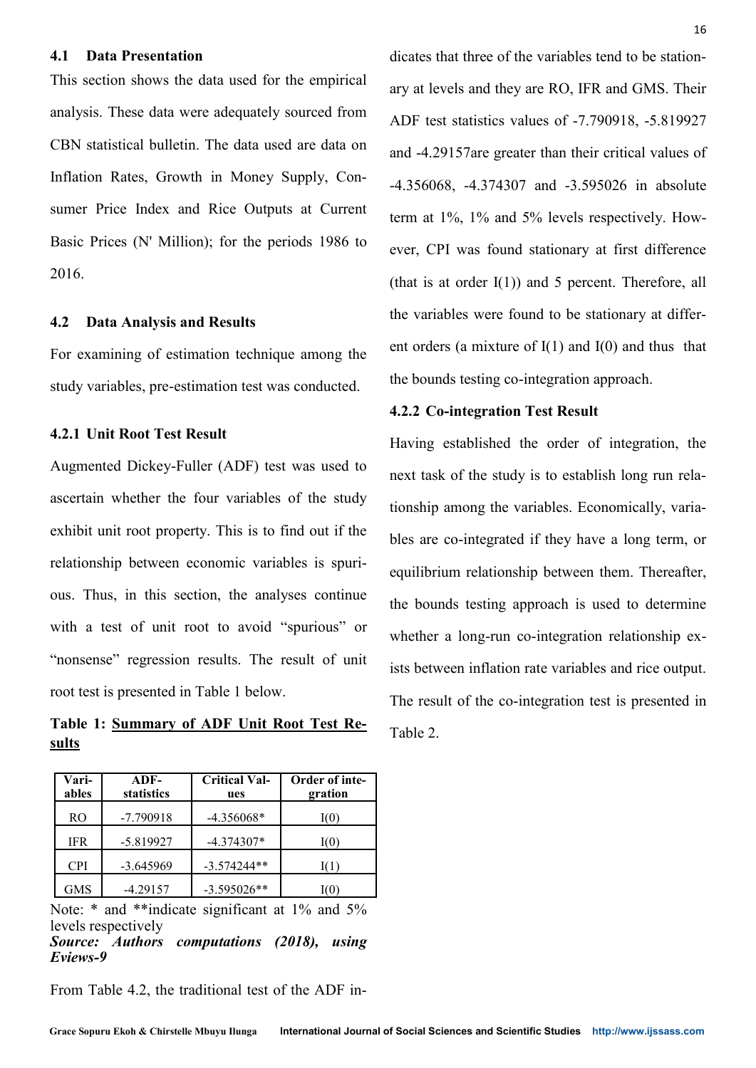### 4.1 Data Presentation

This section shows the data used for the empirical analysis. These data were adequately sourced from CBN statistical bulletin. The data used are data on Inflation Rates, Growth in Money Supply, Consumer Price Index and Rice Outputs at Current Basic Prices (N' Million); for the periods 1986 to 2016.

### 4.2 Data Analysis and Results

For examining of estimation technique among the study variables, pre-estimation test was conducted.

#### 4.2.1 Unit Root Test Result

Augmented Dickey-Fuller (ADF) test was used to ascertain whether the four variables of the study exhibit unit root property. This is to find out if the relationship between economic variables is spurious. Thus, in this section, the analyses continue with a test of unit root to avoid "spurious" or "nonsense" regression results. The result of unit root test is presented in Table 1 below.

**Table 1: Summary of ADF Unit Root Test Results**

| Variables | ADF-statistics | Critical Values | Order of integration |
|---|---|---|---|
| RO | -7.790918 | -4.356068* | I(0) |
| IFR | -5.819927 | -4.374307* | I(0) |
| CPI | -3.645969 | -3.574244** | I(1) |
| GMS | -4.29157 | -3.595026** | I(0) |

Note: * and **indicate significant at 1% and 5% levels respectively

***Source: Authors computations (2018), using Eviews-9***

From Table 4.2, the traditional test of the ADF indicates that three of the variables tend to be stationary at levels and they are RO, IFR and GMS. Their ADF test statistics values of -7.790918, -5.819927 and -4.29157are greater than their critical values of -4.356068, -4.374307 and -3.595026 in absolute term at 1%, 1% and 5% levels respectively. However, CPI was found stationary at first difference (that is at order I(1)) and 5 percent. Therefore, all the variables were found to be stationary at different orders (a mixture of I(1) and I(0) and thus that the bounds testing co-integration approach.

#### 4.2.2 Co-integration Test Result

Having established the order of integration, the next task of the study is to establish long run relationship among the variables. Economically, variables are co-integrated if they have a long term, or equilibrium relationship between them. Thereafter, the bounds testing approach is used to determine whether a long-run co-integration relationship exists between inflation rate variables and rice output. The result of the co-integration test is presented in Table 2.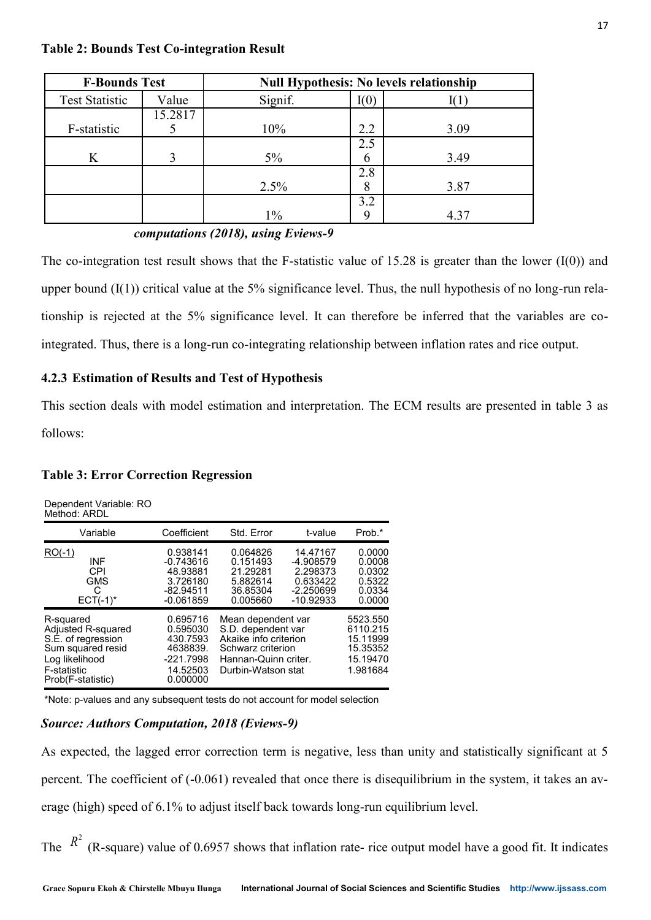**Table 2: Bounds Test Co-integration Result**

| F-Bounds Test | | Null Hypothesis: No levels relationship | | |
|---|---|---|---|---|
| Test Statistic | Value | Signif. | I(0) | I(1) |
| F-statistic | 15.28175 | 10% | 2.2 | 3.09 |
| K | 3 | 5% | 2.56 | 3.49 |
| | | 2.5% | 2.88 | 3.87 |
| | | 1% | 3.29 | 4.37 |

***computations (2018), using Eviews-9***

The co-integration test result shows that the F-statistic value of 15.28 is greater than the lower (I(0)) and upper bound (I(1)) critical value at the 5% significance level. Thus, the null hypothesis of no long-run relationship is rejected at the 5% significance level. It can therefore be inferred that the variables are co-integrated. Thus, there is a long-run co-integrating relationship between inflation rates and rice output.

### 4.2.3 Estimation of Results and Test of Hypothesis

This section deals with model estimation and interpretation. The ECM results are presented in table 3 as follows:

**Table 3: Error Correction Regression**

Dependent Variable: RO
Method: ARDL

| Variable | Coefficient | Std. Error | t-value | Prob.* |
|---|---|---|---|---|
| RO(-1) | 0.938141 | 0.064826 | 14.47167 | 0.0000 |
| INF | -0.743616 | 0.151493 | -4.908579 | 0.0008 |
| CPI | 48.93881 | 21.29281 | 2.298373 | 0.0302 |
| GMS | 3.726180 | 5.882614 | 0.633422 | 0.5322 |
| C | -82.94511 | 36.85304 | -2.250699 | 0.0334 |
| ECT(-1)* | -0.061859 | 0.005660 | -10.92933 | 0.0000 |

| | | | |
|---|---|---|---|
| R-squared | 0.695716 | Mean dependent var | 5523.550 |
| Adjusted R-squared | 0.595030 | S.D. dependent var | 6110.215 |
| S.E. of regression | 430.7593 | Akaike info criterion | 15.11999 |
| Sum squared resid | 4638839. | Schwarz criterion | 15.35352 |
| Log likelihood | -221.7998 | Hannan-Quinn criter. | 15.19470 |
| F-statistic | 14.52503 | Durbin-Watson stat | 1.981684 |
| Prob(F-statistic) | 0.000000 | | |

*Note: p-values and any subsequent tests do not account for model selection

***Source: Authors Computation, 2018 (Eviews-9)***

As expected, the lagged error correction term is negative, less than unity and statistically significant at 5 percent. The coefficient of (-0.061) revealed that once there is disequilibrium in the system, it takes an average (high) speed of 6.1% to adjust itself back towards long-run equilibrium level.

The $R^2$ (R-square) value of 0.6957 shows that inflation rate- rice output model have a good fit. It indicates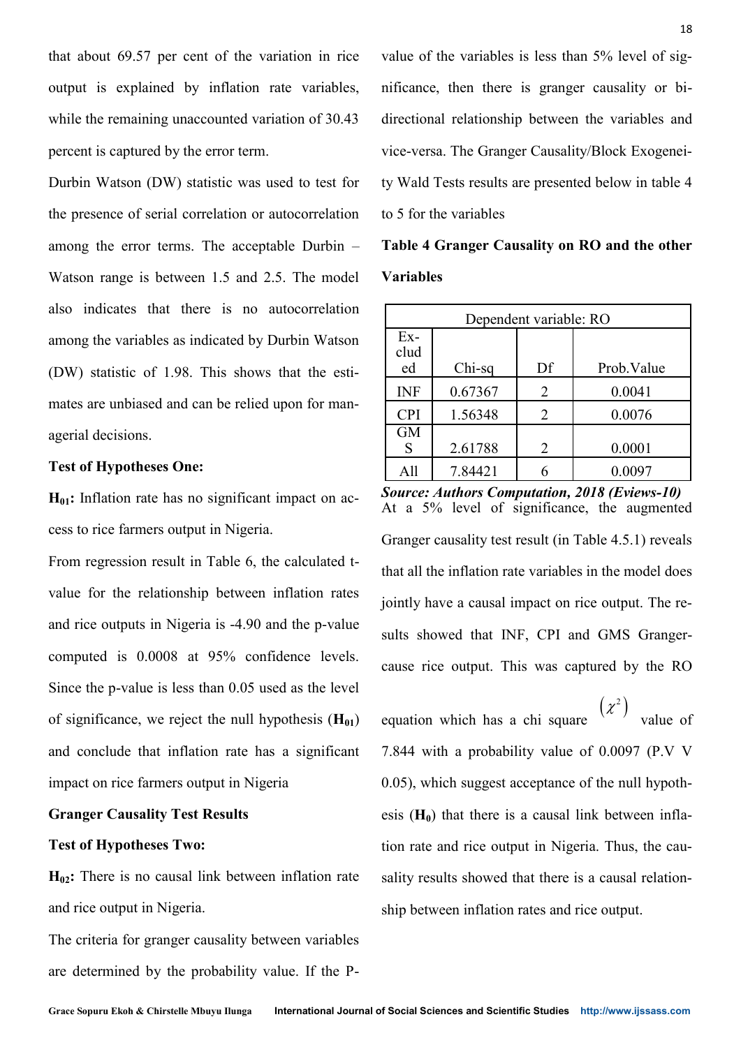that about 69.57 per cent of the variation in rice output is explained by inflation rate variables, while the remaining unaccounted variation of 30.43 percent is captured by the error term.

Durbin Watson (DW) statistic was used to test for the presence of serial correlation or autocorrelation among the error terms. The acceptable Durbin – Watson range is between 1.5 and 2.5. The model also indicates that there is no autocorrelation among the variables as indicated by Durbin Watson (DW) statistic of 1.98. This shows that the estimates are unbiased and can be relied upon for managerial decisions.

**Test of Hypotheses One:**

**$H_{01}$:** Inflation rate has no significant impact on access to rice farmers output in Nigeria.

From regression result in Table 6, the calculated t-value for the relationship between inflation rates and rice outputs in Nigeria is -4.90 and the p-value computed is 0.0008 at 95% confidence levels. Since the p-value is less than 0.05 used as the level of significance, we reject the null hypothesis (**$H_{01}$**) and conclude that inflation rate has a significant impact on rice farmers output in Nigeria

**Granger Causality Test Results**

**Test of Hypotheses Two:**

**$H_{02}$:** There is no causal link between inflation rate and rice output in Nigeria.

The criteria for granger causality between variables are determined by the probability value. If the P-value of the variables is less than 5% level of significance, then there is granger causality or bi-directional relationship between the variables and vice-versa. The Granger Causality/Block Exogeneity Wald Tests results are presented below in table 4 to 5 for the variables

**Table 4 Granger Causality on RO and the other Variables**

| Dependent variable: RO | | | |
|---|---|---|---|
| Excluded | Chi-sq | Df | Prob.Value |
| INF | 0.67367 | 2 | 0.0041 |
| CPI | 1.56348 | 2 | 0.0076 |
| GMS | 2.61788 | 2 | 0.0001 |
| All | 7.84421 | 6 | 0.0097 |

***Source: Authors Computation, 2018 (Eviews-10)***

At a 5% level of significance, the augmented Granger causality test result (in Table 4.5.1) reveals that all the inflation rate variables in the model does jointly have a causal impact on rice output. The results showed that INF, CPI and GMS Granger-cause rice output. This was captured by the RO equation which has a chi square $(\chi^2)$ value of 7.844 with a probability value of 0.0097 (P.V V 0.05), which suggest acceptance of the null hypothesis (**$H_0$**) that there is a causal link between inflation rate and rice output in Nigeria. Thus, the causality results showed that there is a causal relationship between inflation rates and rice output.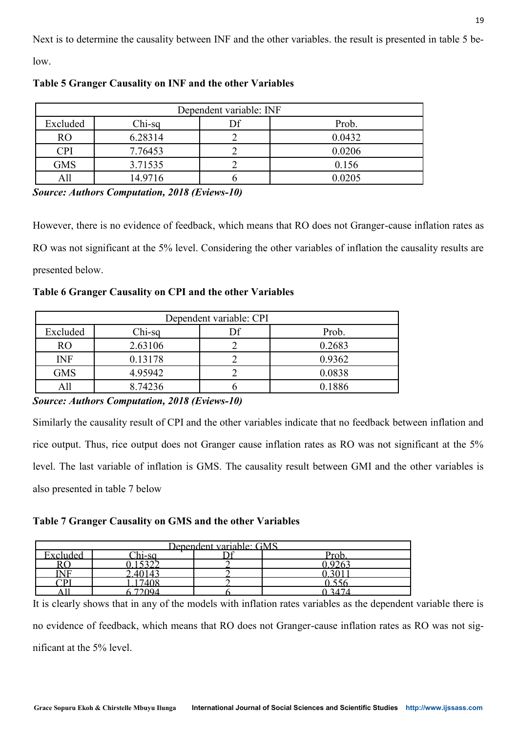Next is to determine the causality between INF and the other variables. the result is presented in table 5 below.

**Table 5 Granger Causality on INF and the other Variables**

| Dependent variable: INF | | | |
|---|---|---|---|
| Excluded | Chi-sq | Df | Prob. |
| RO | 6.28314 | 2 | 0.0432 |
| CPI | 7.76453 | 2 | 0.0206 |
| GMS | 3.71535 | 2 | 0.156 |
| All | 14.9716 | 6 | 0.0205 |

***Source: Authors Computation, 2018 (Eviews-10)***

However, there is no evidence of feedback, which means that RO does not Granger-cause inflation rates as RO was not significant at the 5% level. Considering the other variables of inflation the causality results are presented below.

**Table 6 Granger Causality on CPI and the other Variables**

| Dependent variable: CPI | | | |
|---|---|---|---|
| Excluded | Chi-sq | Df | Prob. |
| RO | 2.63106 | 2 | 0.2683 |
| INF | 0.13178 | 2 | 0.9362 |
| GMS | 4.95942 | 2 | 0.0838 |
| All | 8.74236 | 6 | 0.1886 |

***Source: Authors Computation, 2018 (Eviews-10)***

Similarly the causality result of CPI and the other variables indicate that no feedback between inflation and rice output. Thus, rice output does not Granger cause inflation rates as RO was not significant at the 5% level. The last variable of inflation is GMS. The causality result between GMI and the other variables is also presented in table 7 below

**Table 7 Granger Causality on GMS and the other Variables**

| Dependent variable: GMS | | | |
|---|---|---|---|
| Excluded | Chi-sq | Df | Prob. |
| RO | 0.15322 | 2 | 0.9263 |
| INF | 2.40143 | 2 | 0.3011 |
| CPI | 1.17408 | 2 | 0.556 |
| All | 6.72094 | 6 | 0.3474 |

It is clearly shows that in any of the models with inflation rates variables as the dependent variable there is no evidence of feedback, which means that RO does not Granger-cause inflation rates as RO was not significant at the 5% level.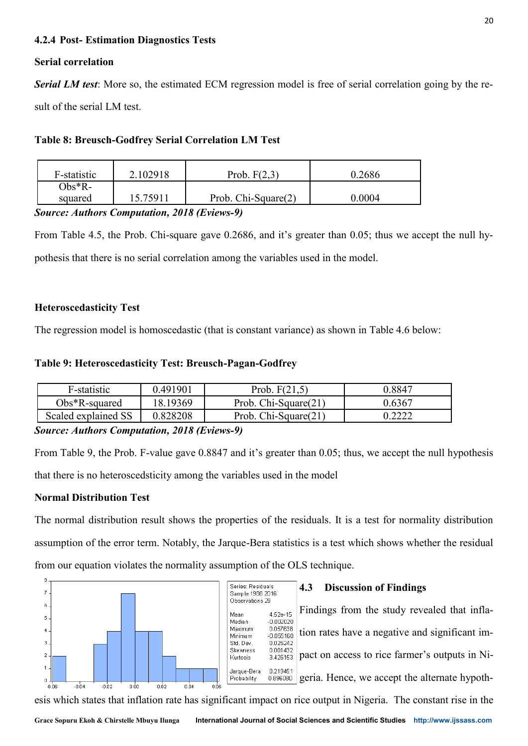### 4.2.4 Post- Estimation Diagnostics Tests

**Serial correlation**

***Serial LM test***: More so, the estimated ECM regression model is free of serial correlation going by the result of the serial LM test.

**Table 8: Breusch-Godfrey Serial Correlation LM Test**

| F-statistic | 2.102918 | Prob. F(2,3) | 0.2686 |
|---|---|---|---|
| Obs*R-squared | 15.75911 | Prob. Chi-Square(2) | 0.0004 |

***Source: Authors Computation, 2018 (Eviews-9)***

From Table 4.5, the Prob. Chi-square gave 0.2686, and it's greater than 0.05; thus we accept the null hypothesis that there is no serial correlation among the variables used in the model.

**Heteroscedasticity Test**

The regression model is homoscedastic (that is constant variance) as shown in Table 4.6 below:

**Table 9: Heteroscedasticity Test: Breusch-Pagan-Godfrey**

| F-statistic | 0.491901 | Prob. F(21,5) | 0.8847 |
|---|---|---|---|
| Obs*R-squared | 18.19369 | Prob. Chi-Square(21) | 0.6367 |
| Scaled explained SS | 0.828208 | Prob. Chi-Square(21) | 0.2222 |

***Source: Authors Computation, 2018 (Eviews-9)***

From Table 9, the Prob. F-value gave 0.8847 and it's greater than 0.05; thus, we accept the null hypothesis that there is no heteroscedsticity among the variables used in the model

**Normal Distribution Test**

The normal distribution result shows the properties of the residuals. It is a test for normality distribution assumption of the error term. Notably, the Jarque-Bera statistics is a test which shows whether the residual from our equation violates the normality assumption of the OLS technique.

| Series: Residuals | |
|---|---|
| Sample 1988 2016 | |
| Observations 29 | |
| Mean | 4.52e-15 |
| Median | -0.002020 |
| Maximum | 0.057638 |
| Minimum | -0.055160 |
| Std. Dev. | 0.025242 |
| Skewness | 0.001432 |
| Kurtosis | 3.426153 |
| Jarque-Bera | 0.219451 |
| Probability | 0.896080 |

### 4.3 Discussion of Findings

Findings from the study revealed that inflation rates have a negative and significant impact on access to rice farmer's outputs in Nigeria. Hence, we accept the alternate hypothesis which states that inflation rate has significant impact on rice output in Nigeria. The constant rise in the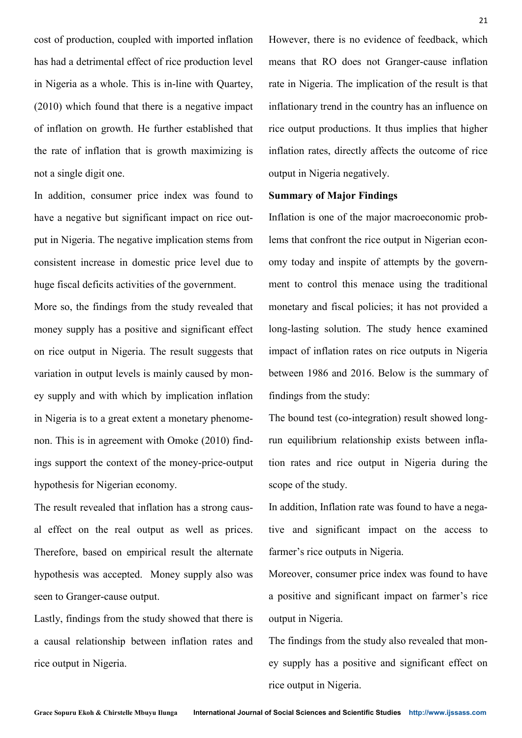cost of production, coupled with imported inflation has had a detrimental effect of rice production level in Nigeria as a whole. This is in-line with Quartey, (2010) which found that there is a negative impact of inflation on growth. He further established that the rate of inflation that is growth maximizing is not a single digit one.

In addition, consumer price index was found to have a negative but significant impact on rice output in Nigeria. The negative implication stems from consistent increase in domestic price level due to huge fiscal deficits activities of the government.

More so, the findings from the study revealed that money supply has a positive and significant effect on rice output in Nigeria. The result suggests that variation in output levels is mainly caused by money supply and with which by implication inflation in Nigeria is to a great extent a monetary phenomenon. This is in agreement with Omoke (2010) findings support the context of the money-price-output hypothesis for Nigerian economy.

The result revealed that inflation has a strong causal effect on the real output as well as prices. Therefore, based on empirical result the alternate hypothesis was accepted. Money supply also was seen to Granger-cause output.

Lastly, findings from the study showed that there is a causal relationship between inflation rates and rice output in Nigeria. However, there is no evidence of feedback, which means that RO does not Granger-cause inflation rate in Nigeria. The implication of the result is that inflationary trend in the country has an influence on rice output productions. It thus implies that higher inflation rates, directly affects the outcome of rice output in Nigeria negatively.

**Summary of Major Findings**

Inflation is one of the major macroeconomic problems that confront the rice output in Nigerian economy today and inspite of attempts by the government to control this menace using the traditional monetary and fiscal policies; it has not provided a long-lasting solution. The study hence examined impact of inflation rates on rice outputs in Nigeria between 1986 and 2016. Below is the summary of findings from the study:

The bound test (co-integration) result showed long-run equilibrium relationship exists between inflation rates and rice output in Nigeria during the scope of the study.

In addition, Inflation rate was found to have a negative and significant impact on the access to farmer's rice outputs in Nigeria.

Moreover, consumer price index was found to have a positive and significant impact on farmer's rice output in Nigeria.

The findings from the study also revealed that money supply has a positive and significant effect on rice output in Nigeria.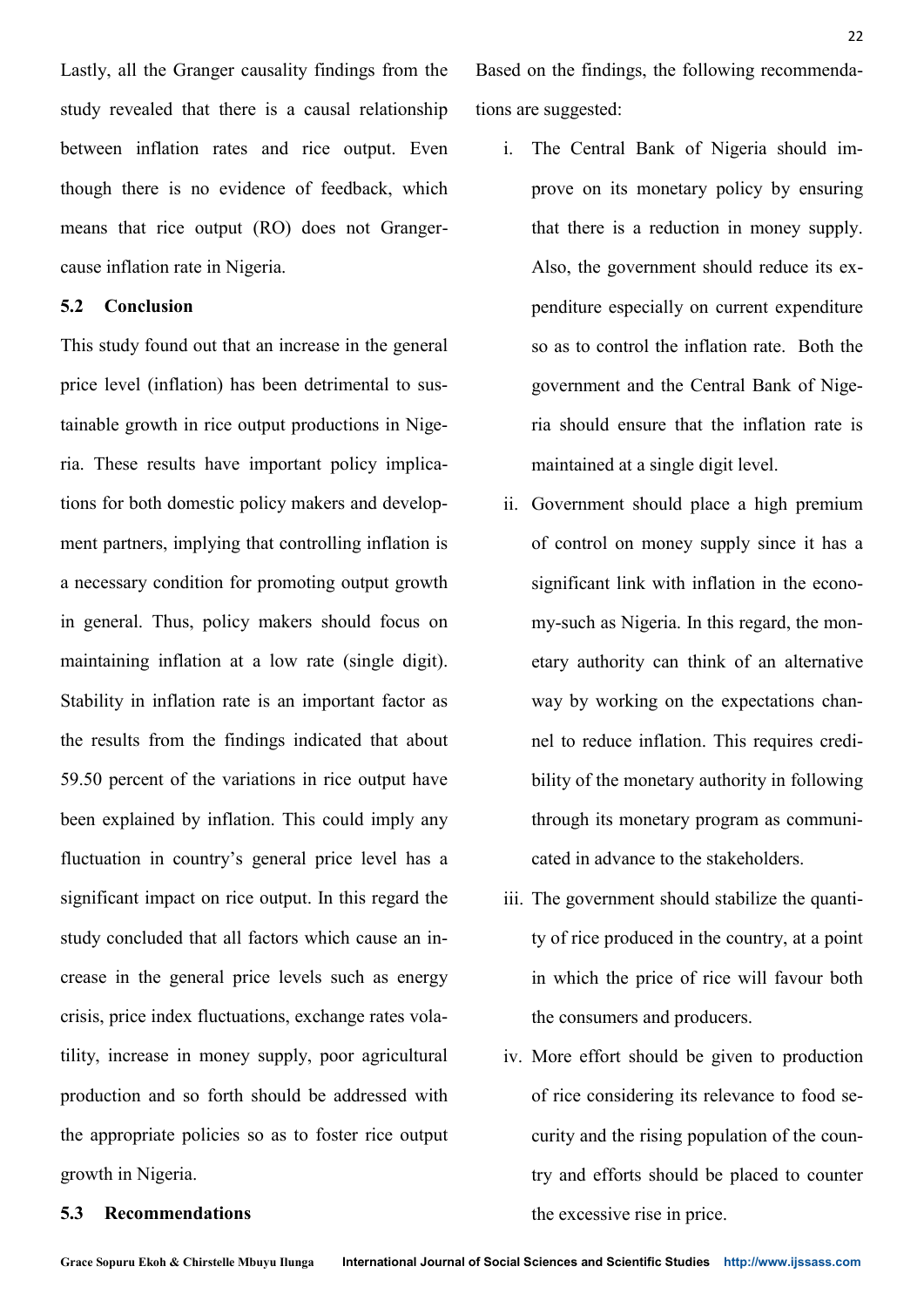Lastly, all the Granger causality findings from the study revealed that there is a causal relationship between inflation rates and rice output. Even though there is no evidence of feedback, which means that rice output (RO) does not Granger-cause inflation rate in Nigeria.

## 5.2 Conclusion

This study found out that an increase in the general price level (inflation) has been detrimental to sustainable growth in rice output productions in Nigeria. These results have important policy implications for both domestic policy makers and development partners, implying that controlling inflation is a necessary condition for promoting output growth in general. Thus, policy makers should focus on maintaining inflation at a low rate (single digit). Stability in inflation rate is an important factor as the results from the findings indicated that about 59.50 percent of the variations in rice output have been explained by inflation. This could imply any fluctuation in country's general price level has a significant impact on rice output. In this regard the study concluded that all factors which cause an increase in the general price levels such as energy crisis, price index fluctuations, exchange rates volatility, increase in money supply, poor agricultural production and so forth should be addressed with the appropriate policies so as to foster rice output growth in Nigeria.

## 5.3 Recommendations

Based on the findings, the following recommendations are suggested:

i. The Central Bank of Nigeria should improve on its monetary policy by ensuring that there is a reduction in money supply. Also, the government should reduce its expenditure especially on current expenditure so as to control the inflation rate. Both the government and the Central Bank of Nigeria should ensure that the inflation rate is maintained at a single digit level.

ii. Government should place a high premium of control on money supply since it has a significant link with inflation in the economy-such as Nigeria. In this regard, the monetary authority can think of an alternative way by working on the expectations channel to reduce inflation. This requires credibility of the monetary authority in following through its monetary program as communicated in advance to the stakeholders.

iii. The government should stabilize the quantity of rice produced in the country, at a point in which the price of rice will favour both the consumers and producers.

iv. More effort should be given to production of rice considering its relevance to food security and the rising population of the country and efforts should be placed to counter the excessive rise in price.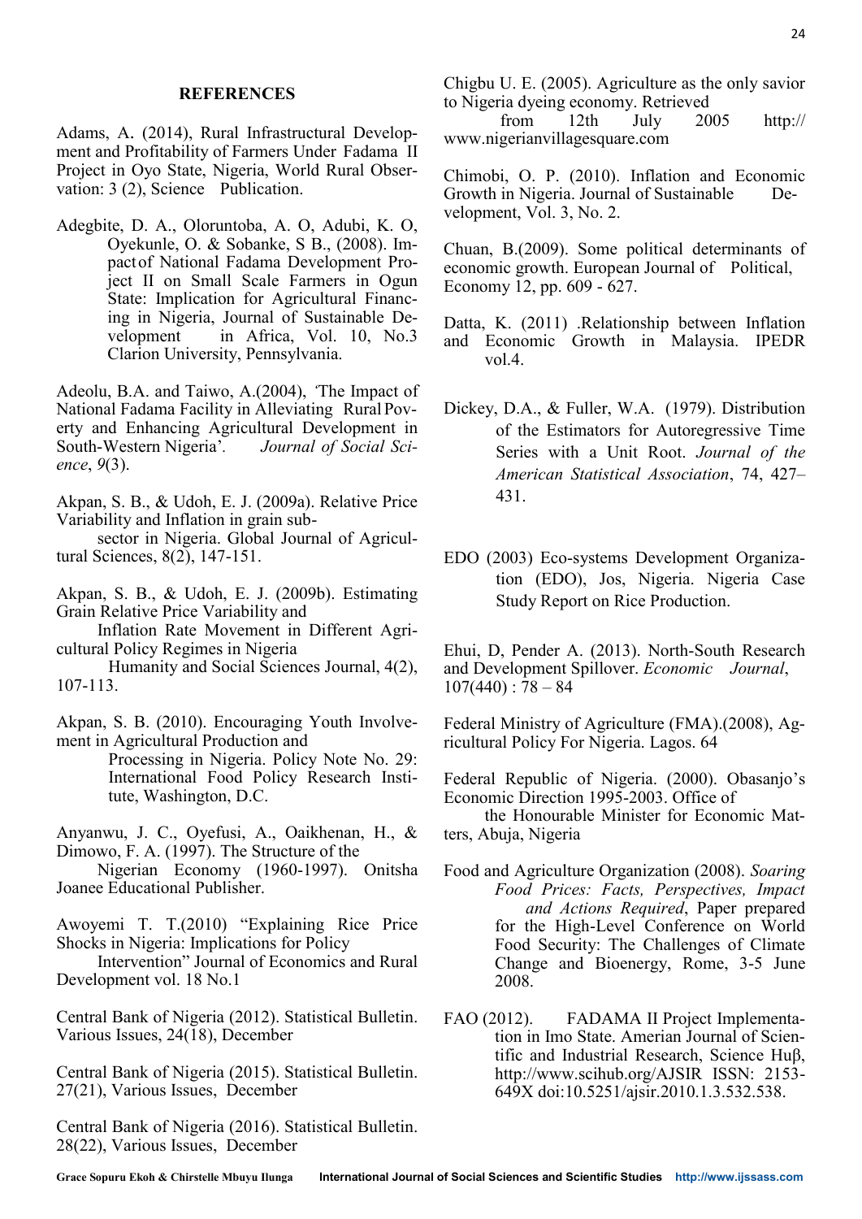## REFERENCES

Adams, A. (2014), Rural Infrastructural Development and Profitability of Farmers Under Fadama II Project in Oyo State, Nigeria, World Rural Observation: 3 (2), Science Publication.

Adegbite, D. A., Oloruntoba, A. O, Adubi, K. O, Oyekunle, O. & Sobanke, S B., (2008). Impact of National Fadama Development Project II on Small Scale Farmers in Ogun State: Implication for Agricultural Financing in Nigeria, Journal of Sustainable Development in Africa, Vol. 10, No.3 Clarion University, Pennsylvania.

Adeolu, B.A. and Taiwo, A.(2004), 'The Impact of National Fadama Facility in Alleviating Rural Poverty and Enhancing Agricultural Development in South-Western Nigeria'. *Journal of Social Science*, *9*(3).

Akpan, S. B., & Udoh, E. J. (2009a). Relative Price Variability and Inflation in grain sub-sector in Nigeria. Global Journal of Agricultural Sciences, 8(2), 147-151.

Akpan, S. B., & Udoh, E. J. (2009b). Estimating Grain Relative Price Variability and Inflation Rate Movement in Different Agricultural Policy Regimes in Nigeria Humanity and Social Sciences Journal, 4(2), 107-113.

Akpan, S. B. (2010). Encouraging Youth Involvement in Agricultural Production and Processing in Nigeria. Policy Note No. 29: International Food Policy Research Institute, Washington, D.C.

Anyanwu, J. C., Oyefusi, A., Oaikhenan, H., & Dimowo, F. A. (1997). The Structure of the Nigerian Economy (1960-1997). Onitsha Joanee Educational Publisher.

Awoyemi T. T.(2010) "Explaining Rice Price Shocks in Nigeria: Implications for Policy Intervention" Journal of Economics and Rural Development vol. 18 No.1

Central Bank of Nigeria (2012). Statistical Bulletin. Various Issues, 24(18), December

Central Bank of Nigeria (2015). Statistical Bulletin. 27(21), Various Issues, December

Central Bank of Nigeria (2016). Statistical Bulletin. 28(22), Various Issues, December

Chigbu U. E. (2005). Agriculture as the only savior to Nigeria dyeing economy. Retrieved from 12th July 2005 http://www.nigerianvillagesquare.com

Chimobi, O. P. (2010). Inflation and Economic Growth in Nigeria. Journal of Sustainable Development, Vol. 3, No. 2.

Chuan, B.(2009). Some political determinants of economic growth. European Journal of Political, Economy 12, pp. 609 - 627.

Datta, K. (2011) .Relationship between Inflation and Economic Growth in Malaysia. IPEDR vol.4.

Dickey, D.A., & Fuller, W.A. (1979). Distribution of the Estimators for Autoregressive Time Series with a Unit Root. *Journal of the American Statistical Association*, 74, 427–431.

EDO (2003) Eco-systems Development Organization (EDO), Jos, Nigeria. Nigeria Case Study Report on Rice Production.

Ehui, D, Pender A. (2013). North-South Research and Development Spillover. *Economic Journal*, 107(440) : 78 – 84

Federal Ministry of Agriculture (FMA).(2008), Agricultural Policy For Nigeria. Lagos. 64

Federal Republic of Nigeria. (2000). Obasanjo's Economic Direction 1995-2003. Office of the Honourable Minister for Economic Matters, Abuja, Nigeria

Food and Agriculture Organization (2008). *Soaring Food Prices: Facts, Perspectives, Impact and Actions Required*, Paper prepared for the High-Level Conference on World Food Security: The Challenges of Climate Change and Bioenergy, Rome, 3-5 June 2008.

FAO (2012). FADAMA II Project Implementation in Imo State. Amerian Journal of Scientific and Industrial Research, Science Huβ, http://www.scihub.org/AJSIR ISSN: 2153-649X doi:10.5251/ajsir.2010.1.3.532.538.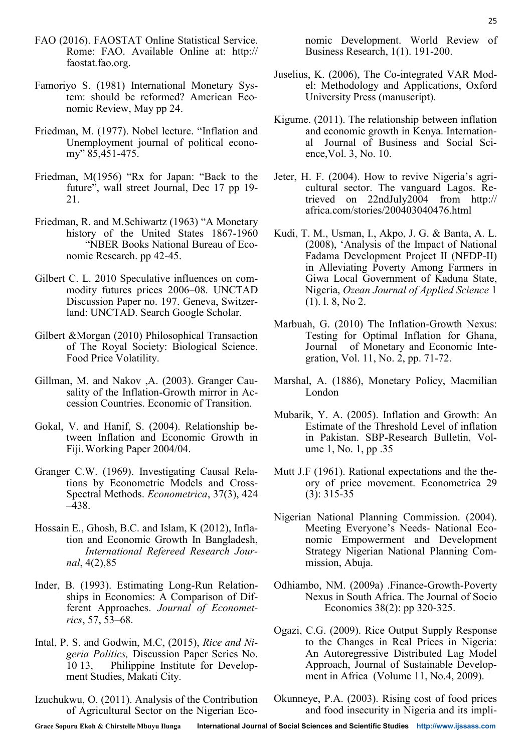FAO (2016). FAOSTAT Online Statistical Service. Rome: FAO. Available Online at: http://faostat.fao.org.

Famoriyo S. (1981) International Monetary System: should be reformed? American Economic Review, May pp 24.

Friedman, M. (1977). Nobel lecture. "Inflation and Unemployment journal of political economy" 85,451-475.

Friedman, M(1956) "Rx for Japan: "Back to the future", wall street Journal, Dec 17 pp 19-21.

Friedman, R. and M.Schiwartz (1963) "A Monetary history of the United States 1867-1960 "NBER Books National Bureau of Economic Research. pp 42-45.

Gilbert C. L. 2010 Speculative influences on commodity futures prices 2006–08. UNCTAD Discussion Paper no. 197. Geneva, Switzerland: UNCTAD. Search Google Scholar.

Gilbert &Morgan (2010) Philosophical Transaction of The Royal Society: Biological Science. Food Price Volatility.

Gillman, M. and Nakov ,A. (2003). Granger Causality of the Inflation-Growth mirror in Accession Countries. Economic of Transition.

Gokal, V. and Hanif, S. (2004). Relationship between Inflation and Economic Growth in Fiji. Working Paper 2004/04.

Granger C.W. (1969). Investigating Causal Relations by Econometric Models and Cross-Spectral Methods. *Econometrica*, 37(3), 424–438.

Hossain E., Ghosh, B.C. and Islam, K (2012), Inflation and Economic Growth In Bangladesh, *International Refereed Research Journal*, 4(2),85

Inder, B. (1993). Estimating Long-Run Relationships in Economics: A Comparison of Different Approaches. *Journal of Econometrics*, 57, 53–68.

Intal, P. S. and Godwin, M.C, (2015), *Rice and Nigeria Politics,* Discussion Paper Series No. 10 13, Philippine Institute for Development Studies, Makati City.

Izuchukwu, O. (2011). Analysis of the Contribution of Agricultural Sector on the Nigerian Economic Development. World Review of Business Research, 1(1). 191-200.

Juselius, K. (2006), The Co-integrated VAR Model: Methodology and Applications, Oxford University Press (manuscript).

Kigume. (2011). The relationship between inflation and economic growth in Kenya. International Journal of Business and Social Science,Vol. 3, No. 10.

Jeter, H. F. (2004). How to revive Nigeria's agricultural sector. The vanguard Lagos. Retrieved on 22ndJuly2004 from http://africa.com/stories/200403040476.html

Kudi, T. M., Usman, I., Akpo, J. G. & Banta, A. L. (2008), 'Analysis of the Impact of National Fadama Development Project II (NFDP-II) in Alleviating Poverty Among Farmers in Giwa Local Government of Kaduna State, Nigeria, *Ozean Journal of Applied Science* 1 (1). l. 8, No 2.

Marbuah, G. (2010) The Inflation-Growth Nexus: Testing for Optimal Inflation for Ghana, Journal of Monetary and Economic Integration, Vol. 11, No. 2, pp. 71-72.

Marshal, A. (1886), Monetary Policy, Macmilian London

Mubarik, Y. A. (2005). Inflation and Growth: An Estimate of the Threshold Level of inflation in Pakistan. SBP-Research Bulletin, Volume 1, No. 1, pp .35

Mutt J.F (1961). Rational expectations and the theory of price movement. Econometrica 29 (3): 315-35

Nigerian National Planning Commission. (2004). Meeting Everyone's Needs- National Economic Empowerment and Development Strategy Nigerian National Planning Commission, Abuja.

Odhiambo, NM. (2009a) .Finance-Growth-Poverty Nexus in South Africa. The Journal of Socio Economics 38(2): pp 320-325.

Ogazi, C.G. (2009). Rice Output Supply Response to the Changes in Real Prices in Nigeria: An Autoregressive Distributed Lag Model Approach, Journal of Sustainable Development in Africa (Volume 11, No.4, 2009).

Okunneye, P.A. (2003). Rising cost of food prices and food insecurity in Nigeria and its impli-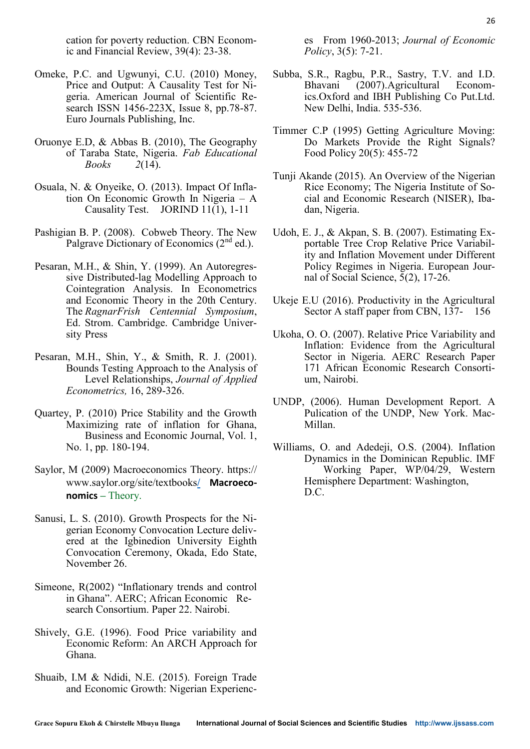cation for poverty reduction. CBN Economic and Financial Review, 39(4): 23-38.

Omeke, P.C. and Ugwunyi, C.U. (2010) Money, Price and Output: A Causality Test for Nigeria. American Journal of Scientific Research ISSN 1456-223X, Issue 8, pp.78-87. Euro Journals Publishing, Inc.

Oruonye E.D, & Abbas B. (2010), The Geography of Taraba State, Nigeria. *Fab Educational Books* *2*(14).

Osuala, N. & Onyeike, O. (2013). Impact Of Inflation On Economic Growth In Nigeria – A Causality Test. JORIND 11(1), 1-11

Pashigian B. P. (2008). Cobweb Theory. The New Palgrave Dictionary of Economics (2nd ed.).

Pesaran, M.H., & Shin, Y. (1999). An Autoregressive Distributed-lag Modelling Approach to Cointegration Analysis. In Econometrics and Economic Theory in the 20th Century. The *RagnarFrish Centennial Symposium*, Ed. Strom. Cambridge. Cambridge University Press

Pesaran, M.H., Shin, Y., & Smith, R. J. (2001). Bounds Testing Approach to the Analysis of Level Relationships, *Journal of Applied Econometrics,* 16, 289-326.

Quartey, P. (2010) Price Stability and the Growth Maximizing rate of inflation for Ghana, Business and Economic Journal, Vol. 1, No. 1, pp. 180-194.

Saylor, M (2009) Macroeconomics Theory. https://www.saylor.org/site/textbooks/ **Macroeconomics** – Theory.

Sanusi, L. S. (2010). Growth Prospects for the Nigerian Economy Convocation Lecture delivered at the Igbinedion University Eighth Convocation Ceremony, Okada, Edo State, November 26.

Simeone, R(2002) "Inflationary trends and control in Ghana". AERC; African Economic Research Consortium. Paper 22. Nairobi.

Shively, G.E. (1996). Food Price variability and Economic Reform: An ARCH Approach for Ghana.

Shuaib, I.M & Ndidi, N.E. (2015). Foreign Trade and Economic Growth: Nigerian Experiences From 1960-2013; *Journal of Economic Policy*, 3(5): 7-21.

Subba, S.R., Ragbu, P.R., Sastry, T.V. and I.D. Bhavani (2007).Agricultural Economics.Oxford and IBH Publishing Co Put.Ltd. New Delhi, India. 535-536.

Timmer C.P (1995) Getting Agriculture Moving: Do Markets Provide the Right Signals? Food Policy 20(5): 455-72

Tunji Akande (2015). An Overview of the Nigerian Rice Economy; The Nigeria Institute of Social and Economic Research (NISER), Ibadan, Nigeria.

Udoh, E. J., & Akpan, S. B. (2007). Estimating Exportable Tree Crop Relative Price Variability and Inflation Movement under Different Policy Regimes in Nigeria. European Journal of Social Science, 5(2), 17-26.

Ukeje E.U (2016). Productivity in the Agricultural Sector A staff paper from CBN, 137- 156

Ukoha, O. O. (2007). Relative Price Variability and Inflation: Evidence from the Agricultural Sector in Nigeria. AERC Research Paper 171 African Economic Research Consortium, Nairobi.

UNDP, (2006). Human Development Report. A Pulication of the UNDP, New York. MacMillan.

Williams, O. and Adedeji, O.S. (2004). Inflation Dynamics in the Dominican Republic. IMF Working Paper, WP/04/29, Western Hemisphere Department: Washington, D.C.